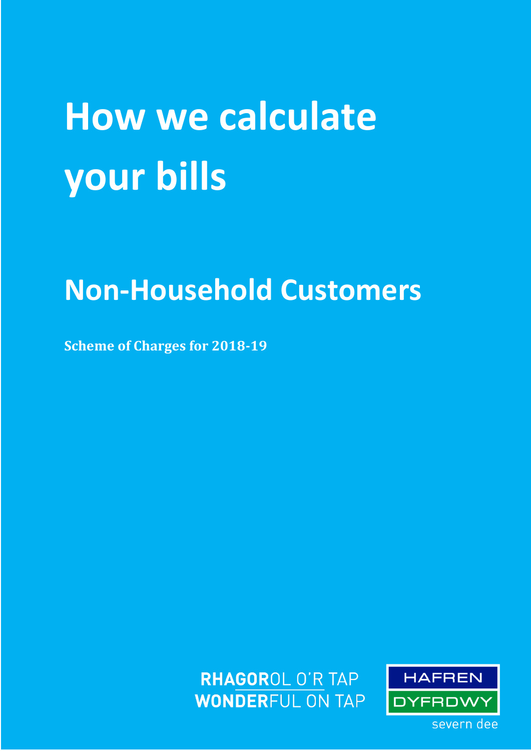# How we calculate your bills

## Non-Household Customers

**Scheme of Charges for 2018-19**

**RHAGOR**OL O'R TAP
**WONDER**FUL ON TAP

HAFREN
DYFRDWY
severn dee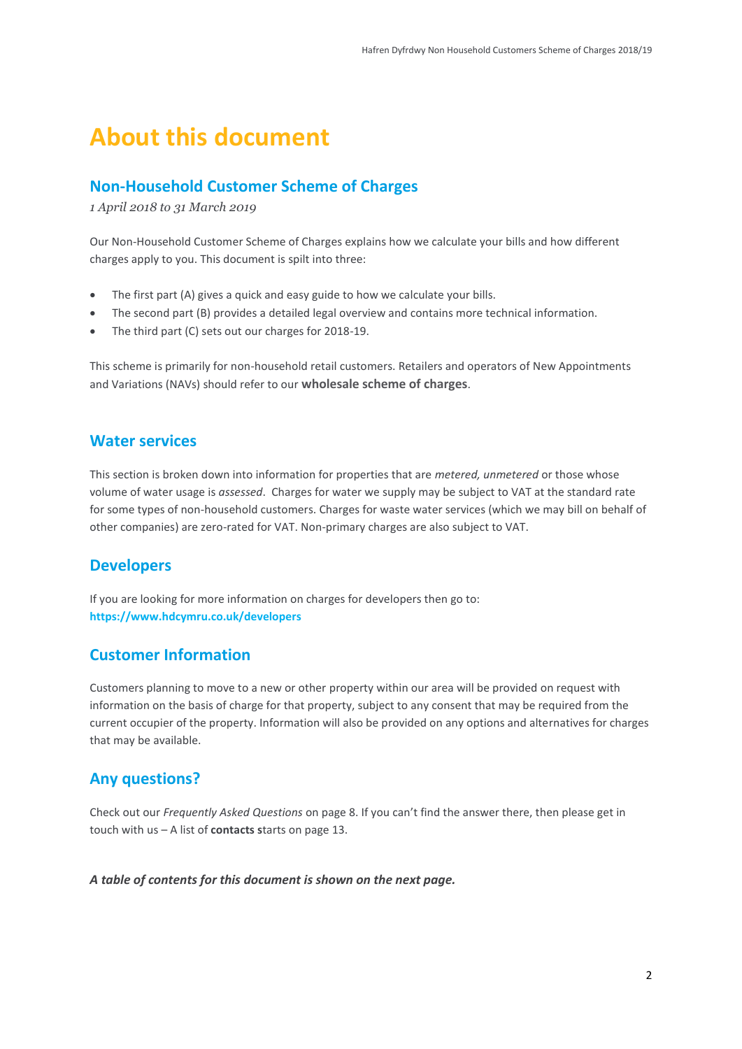# About this document

## Non-Household Customer Scheme of Charges

*1 April 2018 to 31 March 2019*

Our Non-Household Customer Scheme of Charges explains how we calculate your bills and how different charges apply to you. This document is spilt into three:

- The first part (A) gives a quick and easy guide to how we calculate your bills.
- The second part (B) provides a detailed legal overview and contains more technical information.
- The third part (C) sets out our charges for 2018-19.

This scheme is primarily for non-household retail customers. Retailers and operators of New Appointments and Variations (NAVs) should refer to our **wholesale scheme of charges**.

## Water services

This section is broken down into information for properties that are *metered, unmetered* or those whose volume of water usage is *assessed*. Charges for water we supply may be subject to VAT at the standard rate for some types of non-household customers. Charges for waste water services (which we may bill on behalf of other companies) are zero-rated for VAT. Non-primary charges are also subject to VAT.

## Developers

If you are looking for more information on charges for developers then go to:
**https://www.hdcymru.co.uk/developers**

## Customer Information

Customers planning to move to a new or other property within our area will be provided on request with information on the basis of charge for that property, subject to any consent that may be required from the current occupier of the property. Information will also be provided on any options and alternatives for charges that may be available.

## Any questions?

Check out our *Frequently Asked Questions* on page 8. If you can't find the answer there, then please get in touch with us – A list of **contacts s**tarts on page 13.

***A table of contents for this document is shown on the next page.***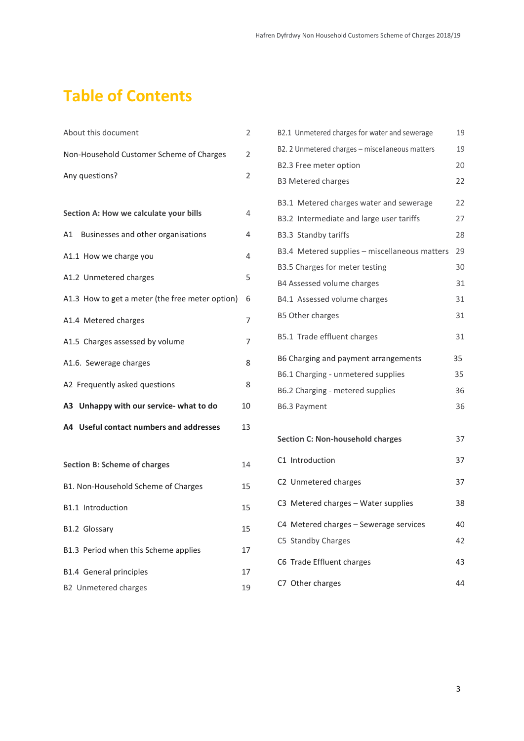# Table of Contents

| | |
|---|---|
| About this document | 2 |
| Non-Household Customer Scheme of Charges | 2 |
| Any questions? | 2 |
| **Section A: How we calculate your bills** | 4 |
| A1 Businesses and other organisations | 4 |
| A1.1 How we charge you | 4 |
| A1.2 Unmetered charges | 5 |
| A1.3 How to get a meter (the free meter option) | 6 |
| A1.4 Metered charges | 7 |
| A1.5 Charges assessed by volume | 7 |
| A1.6. Sewerage charges | 8 |
| A2 Frequently asked questions | 8 |
| **A3 Unhappy with our service- what to do** | 10 |
| **A4 Useful contact numbers and addresses** | 13 |
| **Section B: Scheme of charges** | 14 |
| B1. Non-Household Scheme of Charges | 15 |
| B1.1 Introduction | 15 |
| B1.2 Glossary | 15 |
| B1.3 Period when this Scheme applies | 17 |
| B1.4 General principles | 17 |
| B2 Unmetered charges | 19 |
| B2.1 Unmetered charges for water and sewerage | 19 |
| B2. 2 Unmetered charges – miscellaneous matters | 19 |
| B2.3 Free meter option | 20 |
| B3 Metered charges | 22 |
| B3.1 Metered charges water and sewerage | 22 |
| B3.2 Intermediate and large user tariffs | 27 |
| B3.3 Standby tariffs | 28 |
| B3.4 Metered supplies – miscellaneous matters | 29 |
| B3.5 Charges for meter testing | 30 |
| B4 Assessed volume charges | 31 |
| B4.1 Assessed volume charges | 31 |
| B5 Other charges | 31 |
| B5.1 Trade effluent charges | 31 |
| B6 Charging and payment arrangements | 35 |
| B6.1 Charging - unmetered supplies | 35 |
| B6.2 Charging - metered supplies | 36 |
| B6.3 Payment | 36 |
| **Section C: Non-household charges** | 37 |
| C1 Introduction | 37 |
| C2 Unmetered charges | 37 |
| C3 Metered charges – Water supplies | 38 |
| C4 Metered charges – Sewerage services | 40 |
| C5 Standby Charges | 42 |
| C6 Trade Effluent charges | 43 |
| C7 Other charges | 44 |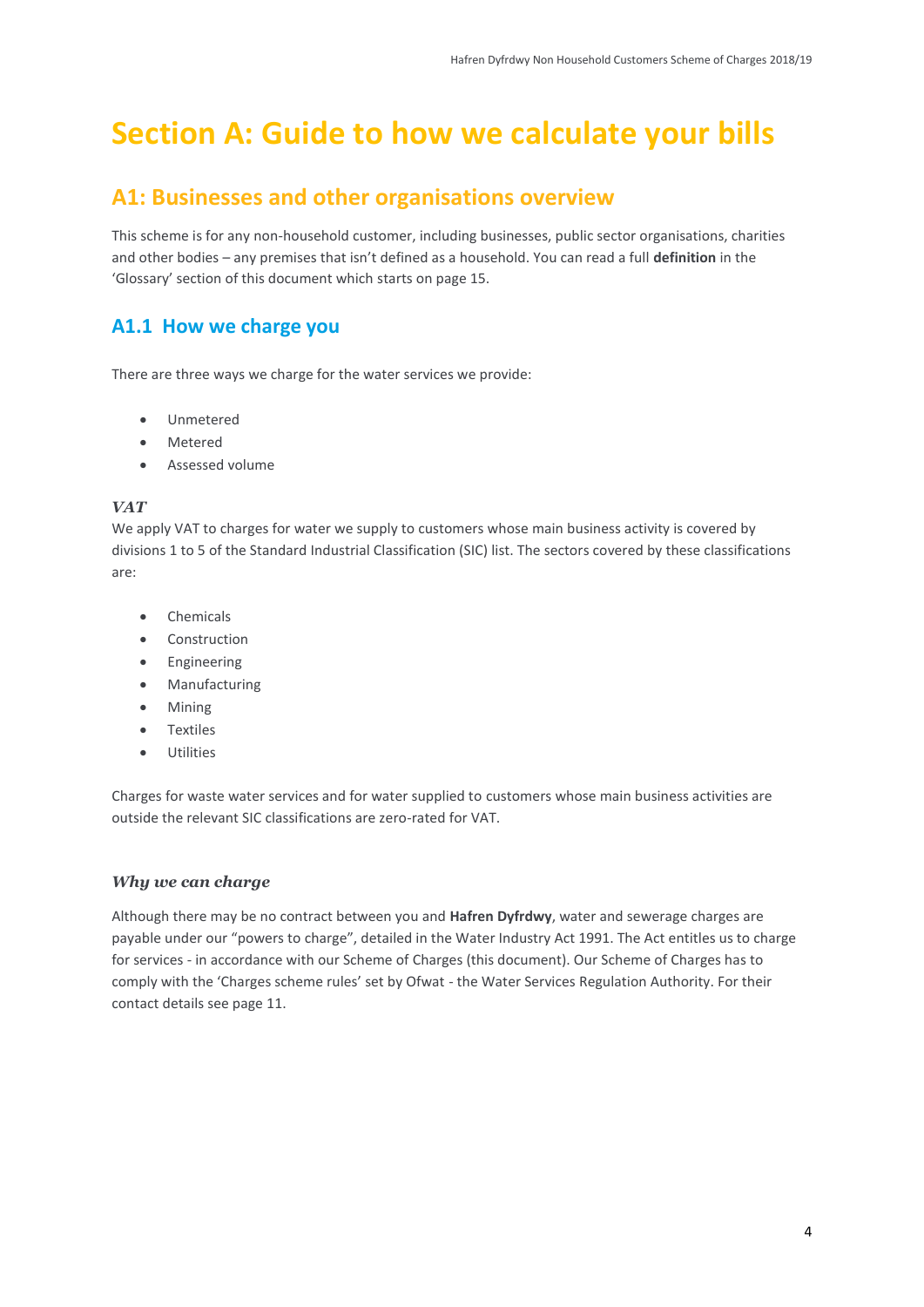# Section A: Guide to how we calculate your bills

## A1: Businesses and other organisations overview

This scheme is for any non-household customer, including businesses, public sector organisations, charities and other bodies – any premises that isn't defined as a household. You can read a full **definition** in the 'Glossary' section of this document which starts on page 15.

### A1.1 How we charge you

There are three ways we charge for the water services we provide:

- Unmetered
- Metered
- Assessed volume

#### *VAT*

We apply VAT to charges for water we supply to customers whose main business activity is covered by divisions 1 to 5 of the Standard Industrial Classification (SIC) list. The sectors covered by these classifications are:

- Chemicals
- Construction
- Engineering
- Manufacturing
- Mining
- Textiles
- Utilities

Charges for waste water services and for water supplied to customers whose main business activities are outside the relevant SIC classifications are zero-rated for VAT.

#### *Why we can charge*

Although there may be no contract between you and **Hafren Dyfrdwy**, water and sewerage charges are payable under our "powers to charge", detailed in the Water Industry Act 1991. The Act entitles us to charge for services - in accordance with our Scheme of Charges (this document). Our Scheme of Charges has to comply with the 'Charges scheme rules' set by Ofwat - the Water Services Regulation Authority. For their contact details see page 11.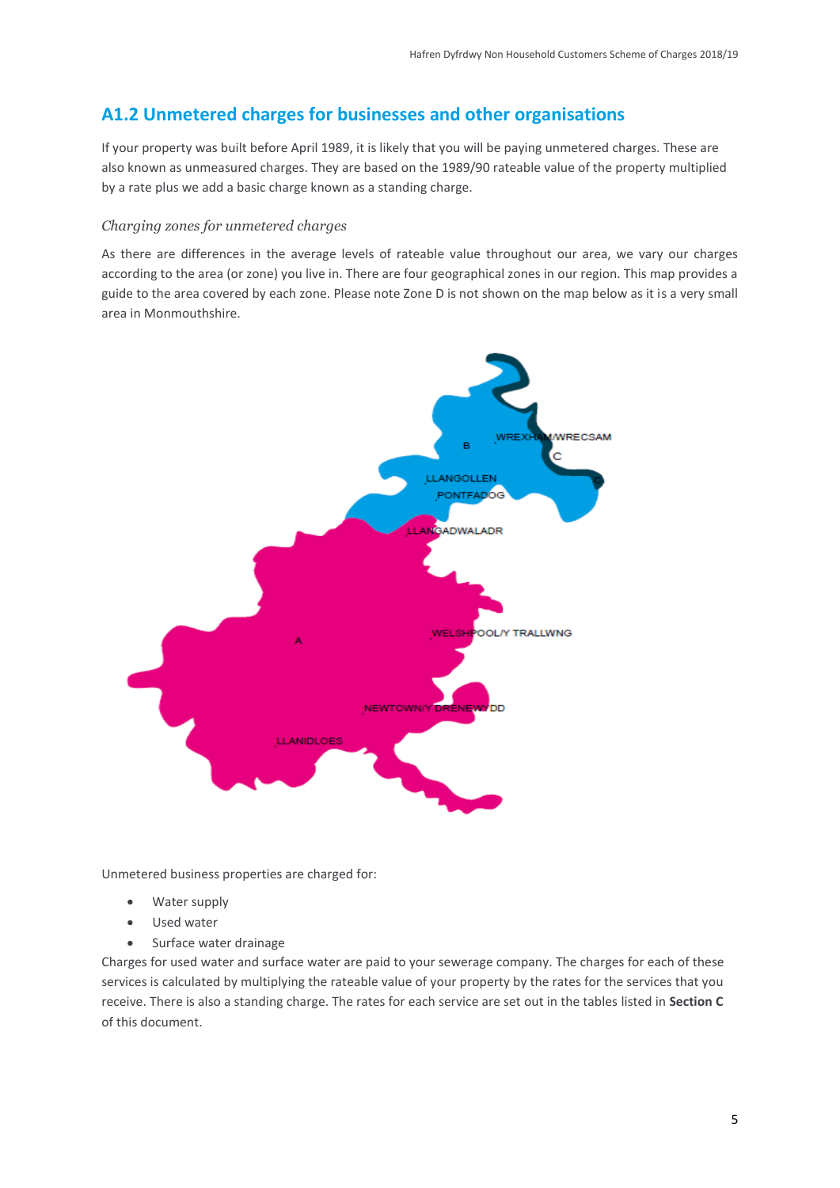## A1.2 Unmetered charges for businesses and other organisations

If your property was built before April 1989, it is likely that you will be paying unmetered charges. These are also known as unmeasured charges. They are based on the 1989/90 rateable value of the property multiplied by a rate plus we add a basic charge known as a standing charge.

### *Charging zones for unmetered charges*

As there are differences in the average levels of rateable value throughout our area, we vary our charges according to the area (or zone) you live in. There are four geographical zones in our region. This map provides a guide to the area covered by each zone. Please note Zone D is not shown on the map below as it is a very small area in Monmouthshire.

Unmetered business properties are charged for:

- Water supply
- Used water
- Surface water drainage

Charges for used water and surface water are paid to your sewerage company. The charges for each of these services is calculated by multiplying the rateable value of your property by the rates for the services that you receive. There is also a standing charge. The rates for each service are set out in the tables listed in **Section C** of this document.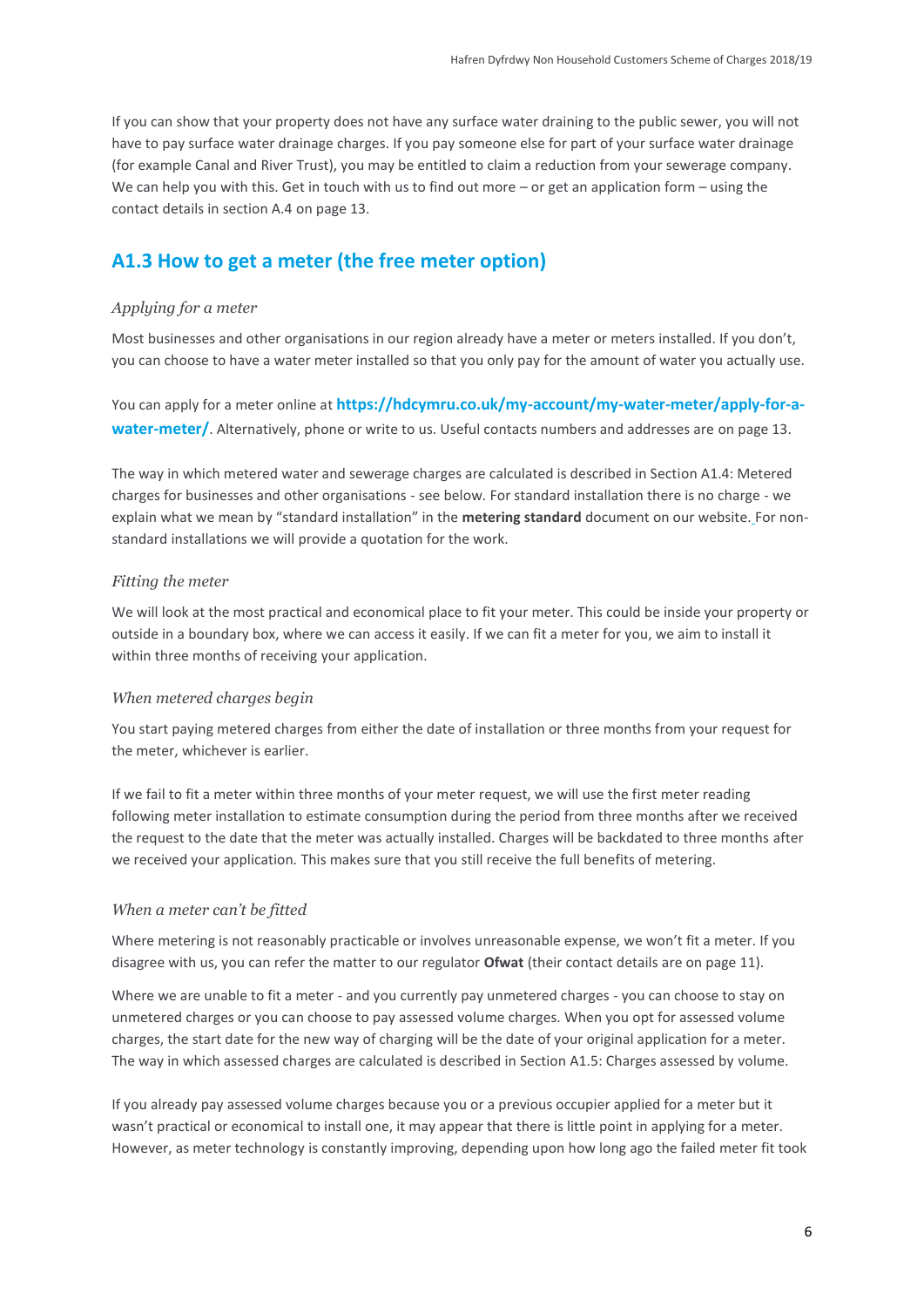If you can show that your property does not have any surface water draining to the public sewer, you will not have to pay surface water drainage charges. If you pay someone else for part of your surface water drainage (for example Canal and River Trust), you may be entitled to claim a reduction from your sewerage company. We can help you with this. Get in touch with us to find out more – or get an application form – using the contact details in section A.4 on page 13.

## A1.3 How to get a meter (the free meter option)

*Applying for a meter*

Most businesses and other organisations in our region already have a meter or meters installed. If you don't, you can choose to have a water meter installed so that you only pay for the amount of water you actually use.

You can apply for a meter online at **https://hdcymru.co.uk/my-account/my-water-meter/apply-for-a-water-meter/**. Alternatively, phone or write to us. Useful contacts numbers and addresses are on page 13.

The way in which metered water and sewerage charges are calculated is described in Section A1.4: Metered charges for businesses and other organisations - see below. For standard installation there is no charge - we explain what we mean by "standard installation" in the **metering standard** document on our website. For non-standard installations we will provide a quotation for the work.

*Fitting the meter*

We will look at the most practical and economical place to fit your meter. This could be inside your property or outside in a boundary box, where we can access it easily. If we can fit a meter for you, we aim to install it within three months of receiving your application.

*When metered charges begin*

You start paying metered charges from either the date of installation or three months from your request for the meter, whichever is earlier.

If we fail to fit a meter within three months of your meter request, we will use the first meter reading following meter installation to estimate consumption during the period from three months after we received the request to the date that the meter was actually installed. Charges will be backdated to three months after we received your application. This makes sure that you still receive the full benefits of metering.

*When a meter can't be fitted*

Where metering is not reasonably practicable or involves unreasonable expense, we won't fit a meter. If you disagree with us, you can refer the matter to our regulator **Ofwat** (their contact details are on page 11).

Where we are unable to fit a meter - and you currently pay unmetered charges - you can choose to stay on unmetered charges or you can choose to pay assessed volume charges. When you opt for assessed volume charges, the start date for the new way of charging will be the date of your original application for a meter. The way in which assessed charges are calculated is described in Section A1.5: Charges assessed by volume.

If you already pay assessed volume charges because you or a previous occupier applied for a meter but it wasn't practical or economical to install one, it may appear that there is little point in applying for a meter. However, as meter technology is constantly improving, depending upon how long ago the failed meter fit took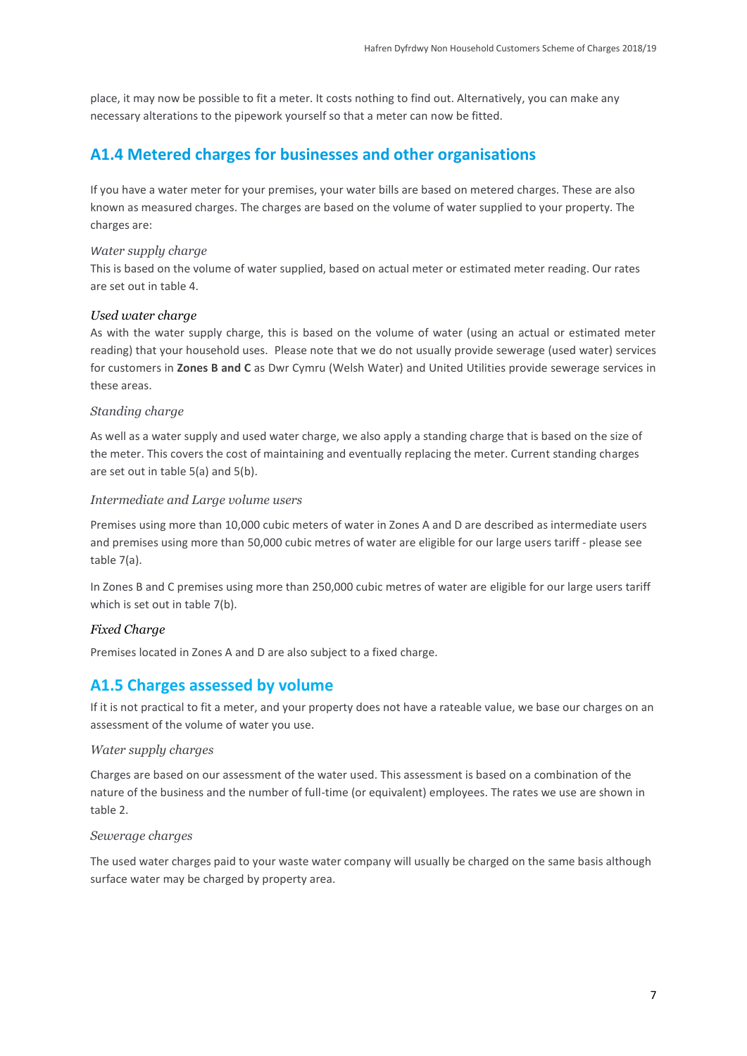place, it may now be possible to fit a meter. It costs nothing to find out. Alternatively, you can make any necessary alterations to the pipework yourself so that a meter can now be fitted.

## A1.4 Metered charges for businesses and other organisations

If you have a water meter for your premises, your water bills are based on metered charges. These are also known as measured charges. The charges are based on the volume of water supplied to your property. The charges are:

*Water supply charge*

This is based on the volume of water supplied, based on actual meter or estimated meter reading. Our rates are set out in table 4.

*Used water charge*

As with the water supply charge, this is based on the volume of water (using an actual or estimated meter reading) that your household uses. Please note that we do not usually provide sewerage (used water) services for customers in **Zones B and C** as Dwr Cymru (Welsh Water) and United Utilities provide sewerage services in these areas.

*Standing charge*

As well as a water supply and used water charge, we also apply a standing charge that is based on the size of the meter. This covers the cost of maintaining and eventually replacing the meter. Current standing charges are set out in table 5(a) and 5(b).

*Intermediate and Large volume users*

Premises using more than 10,000 cubic meters of water in Zones A and D are described as intermediate users and premises using more than 50,000 cubic metres of water are eligible for our large users tariff - please see table 7(a).

In Zones B and C premises using more than 250,000 cubic metres of water are eligible for our large users tariff which is set out in table 7(b).

*Fixed Charge*

Premises located in Zones A and D are also subject to a fixed charge.

## A1.5 Charges assessed by volume

If it is not practical to fit a meter, and your property does not have a rateable value, we base our charges on an assessment of the volume of water you use.

*Water supply charges*

Charges are based on our assessment of the water used. This assessment is based on a combination of the nature of the business and the number of full-time (or equivalent) employees. The rates we use are shown in table 2.

*Sewerage charges*

The used water charges paid to your waste water company will usually be charged on the same basis although surface water may be charged by property area.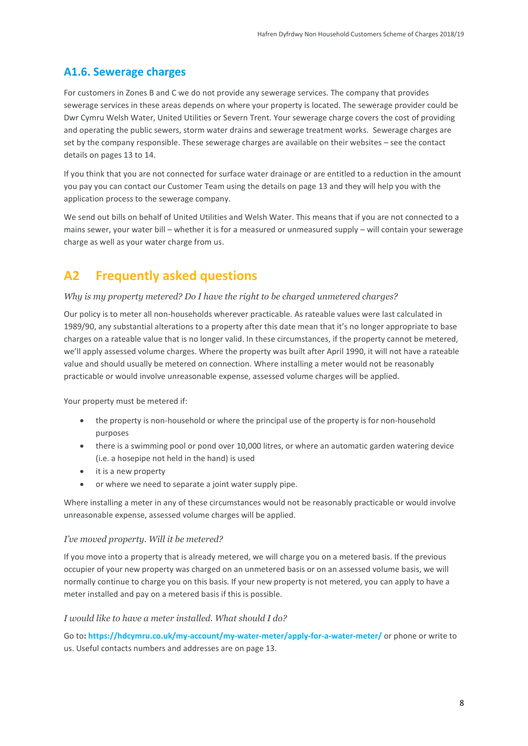## A1.6. Sewerage charges

For customers in Zones B and C we do not provide any sewerage services. The company that provides sewerage services in these areas depends on where your property is located. The sewerage provider could be Dwr Cymru Welsh Water, United Utilities or Severn Trent. Your sewerage charge covers the cost of providing and operating the public sewers, storm water drains and sewerage treatment works. Sewerage charges are set by the company responsible. These sewerage charges are available on their websites – see the contact details on pages 13 to 14.

If you think that you are not connected for surface water drainage or are entitled to a reduction in the amount you pay you can contact our Customer Team using the details on page 13 and they will help you with the application process to the sewerage company.

We send out bills on behalf of United Utilities and Welsh Water. This means that if you are not connected to a mains sewer, your water bill – whether it is for a measured or unmeasured supply – will contain your sewerage charge as well as your water charge from us.

# A2 Frequently asked questions

*Why is my property metered? Do I have the right to be charged unmetered charges?*

Our policy is to meter all non-households wherever practicable. As rateable values were last calculated in 1989/90, any substantial alterations to a property after this date mean that it's no longer appropriate to base charges on a rateable value that is no longer valid. In these circumstances, if the property cannot be metered, we'll apply assessed volume charges. Where the property was built after April 1990, it will not have a rateable value and should usually be metered on connection. Where installing a meter would not be reasonably practicable or would involve unreasonable expense, assessed volume charges will be applied.

Your property must be metered if:

- the property is non-household or where the principal use of the property is for non-household purposes
- there is a swimming pool or pond over 10,000 litres, or where an automatic garden watering device (i.e. a hosepipe not held in the hand) is used
- it is a new property
- or where we need to separate a joint water supply pipe.

Where installing a meter in any of these circumstances would not be reasonably practicable or would involve unreasonable expense, assessed volume charges will be applied.

*I've moved property. Will it be metered?*

If you move into a property that is already metered, we will charge you on a metered basis. If the previous occupier of your new property was charged on an unmetered basis or on an assessed volume basis, we will normally continue to charge you on this basis. If your new property is not metered, you can apply to have a meter installed and pay on a metered basis if this is possible.

*I would like to have a meter installed. What should I do?*

Go to: **https://hdcymru.co.uk/my-account/my-water-meter/apply-for-a-water-meter/** or phone or write to us. Useful contacts numbers and addresses are on page 13.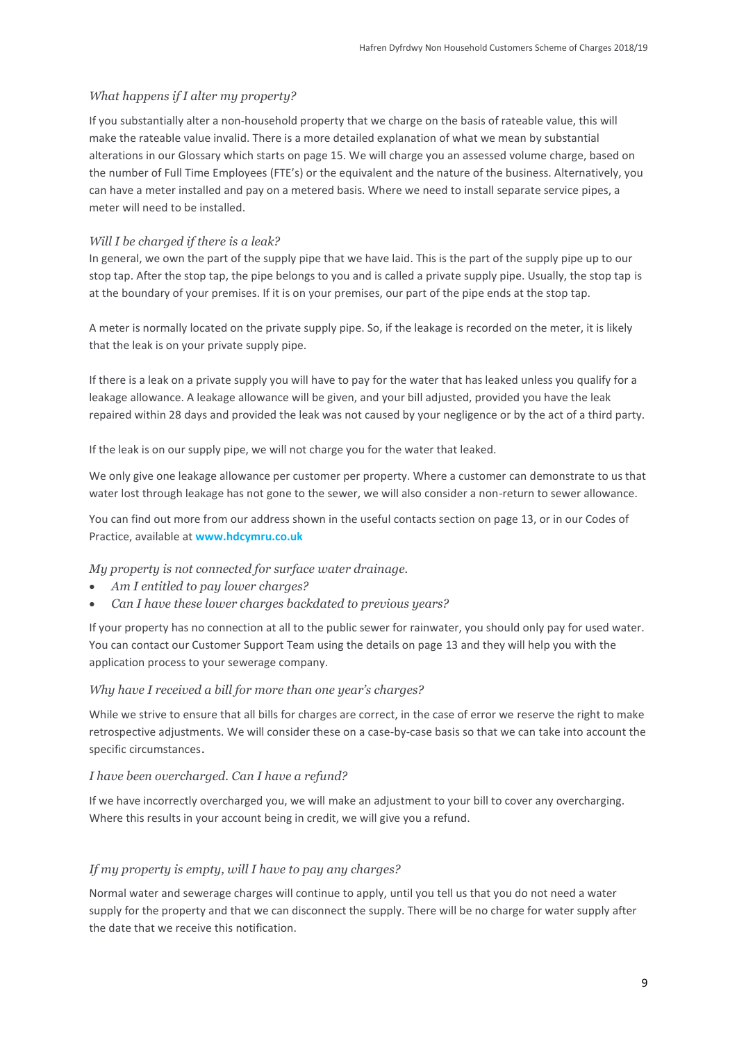### *What happens if I alter my property?*

If you substantially alter a non-household property that we charge on the basis of rateable value, this will make the rateable value invalid. There is a more detailed explanation of what we mean by substantial alterations in our Glossary which starts on page 15. We will charge you an assessed volume charge, based on the number of Full Time Employees (FTE's) or the equivalent and the nature of the business. Alternatively, you can have a meter installed and pay on a metered basis. Where we need to install separate service pipes, a meter will need to be installed.

### *Will I be charged if there is a leak?*

In general, we own the part of the supply pipe that we have laid. This is the part of the supply pipe up to our stop tap. After the stop tap, the pipe belongs to you and is called a private supply pipe. Usually, the stop tap is at the boundary of your premises. If it is on your premises, our part of the pipe ends at the stop tap.

A meter is normally located on the private supply pipe. So, if the leakage is recorded on the meter, it is likely that the leak is on your private supply pipe.

If there is a leak on a private supply you will have to pay for the water that has leaked unless you qualify for a leakage allowance. A leakage allowance will be given, and your bill adjusted, provided you have the leak repaired within 28 days and provided the leak was not caused by your negligence or by the act of a third party.

If the leak is on our supply pipe, we will not charge you for the water that leaked.

We only give one leakage allowance per customer per property. Where a customer can demonstrate to us that water lost through leakage has not gone to the sewer, we will also consider a non-return to sewer allowance.

You can find out more from our address shown in the useful contacts section on page 13, or in our Codes of Practice, available at **www.hdcymru.co.uk**

### *My property is not connected for surface water drainage.*

- *Am I entitled to pay lower charges?*
- *Can I have these lower charges backdated to previous years?*

If your property has no connection at all to the public sewer for rainwater, you should only pay for used water. You can contact our Customer Support Team using the details on page 13 and they will help you with the application process to your sewerage company.

### *Why have I received a bill for more than one year's charges?*

While we strive to ensure that all bills for charges are correct, in the case of error we reserve the right to make retrospective adjustments. We will consider these on a case-by-case basis so that we can take into account the specific circumstances.

### *I have been overcharged. Can I have a refund?*

If we have incorrectly overcharged you, we will make an adjustment to your bill to cover any overcharging. Where this results in your account being in credit, we will give you a refund.

### *If my property is empty, will I have to pay any charges?*

Normal water and sewerage charges will continue to apply, until you tell us that you do not need a water supply for the property and that we can disconnect the supply. There will be no charge for water supply after the date that we receive this notification.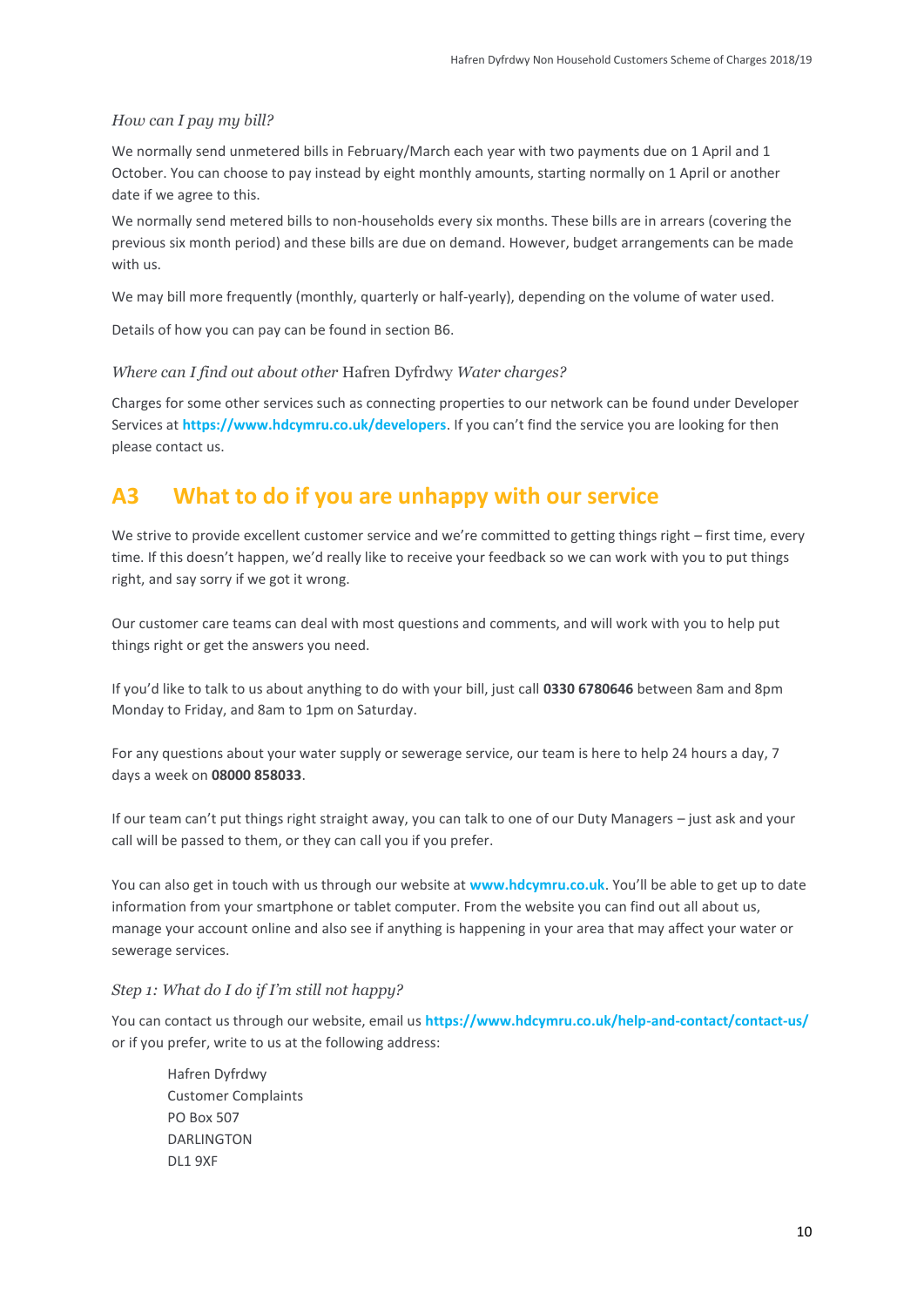### *How can I pay my bill?*

We normally send unmetered bills in February/March each year with two payments due on 1 April and 1 October. You can choose to pay instead by eight monthly amounts, starting normally on 1 April or another date if we agree to this.

We normally send metered bills to non-households every six months. These bills are in arrears (covering the previous six month period) and these bills are due on demand. However, budget arrangements can be made with us.

We may bill more frequently (monthly, quarterly or half-yearly), depending on the volume of water used.

Details of how you can pay can be found in section B6.

### *Where can I find out about other* Hafren Dyfrdwy *Water charges?*

Charges for some other services such as connecting properties to our network can be found under Developer Services at **https://www.hdcymru.co.uk/developers**. If you can't find the service you are looking for then please contact us.

## A3 What to do if you are unhappy with our service

We strive to provide excellent customer service and we're committed to getting things right – first time, every time. If this doesn't happen, we'd really like to receive your feedback so we can work with you to put things right, and say sorry if we got it wrong.

Our customer care teams can deal with most questions and comments, and will work with you to help put things right or get the answers you need.

If you'd like to talk to us about anything to do with your bill, just call **0330 6780646** between 8am and 8pm Monday to Friday, and 8am to 1pm on Saturday.

For any questions about your water supply or sewerage service, our team is here to help 24 hours a day, 7 days a week on **08000 858033**.

If our team can't put things right straight away, you can talk to one of our Duty Managers – just ask and your call will be passed to them, or they can call you if you prefer.

You can also get in touch with us through our website at **www.hdcymru.co.uk**. You'll be able to get up to date information from your smartphone or tablet computer. From the website you can find out all about us, manage your account online and also see if anything is happening in your area that may affect your water or sewerage services.

### *Step 1: What do I do if I'm still not happy?*

You can contact us through our website, email us **https://www.hdcymru.co.uk/help-and-contact/contact-us/** or if you prefer, write to us at the following address:

Hafren Dyfrdwy
Customer Complaints
PO Box 507
DARLINGTON
DL1 9XF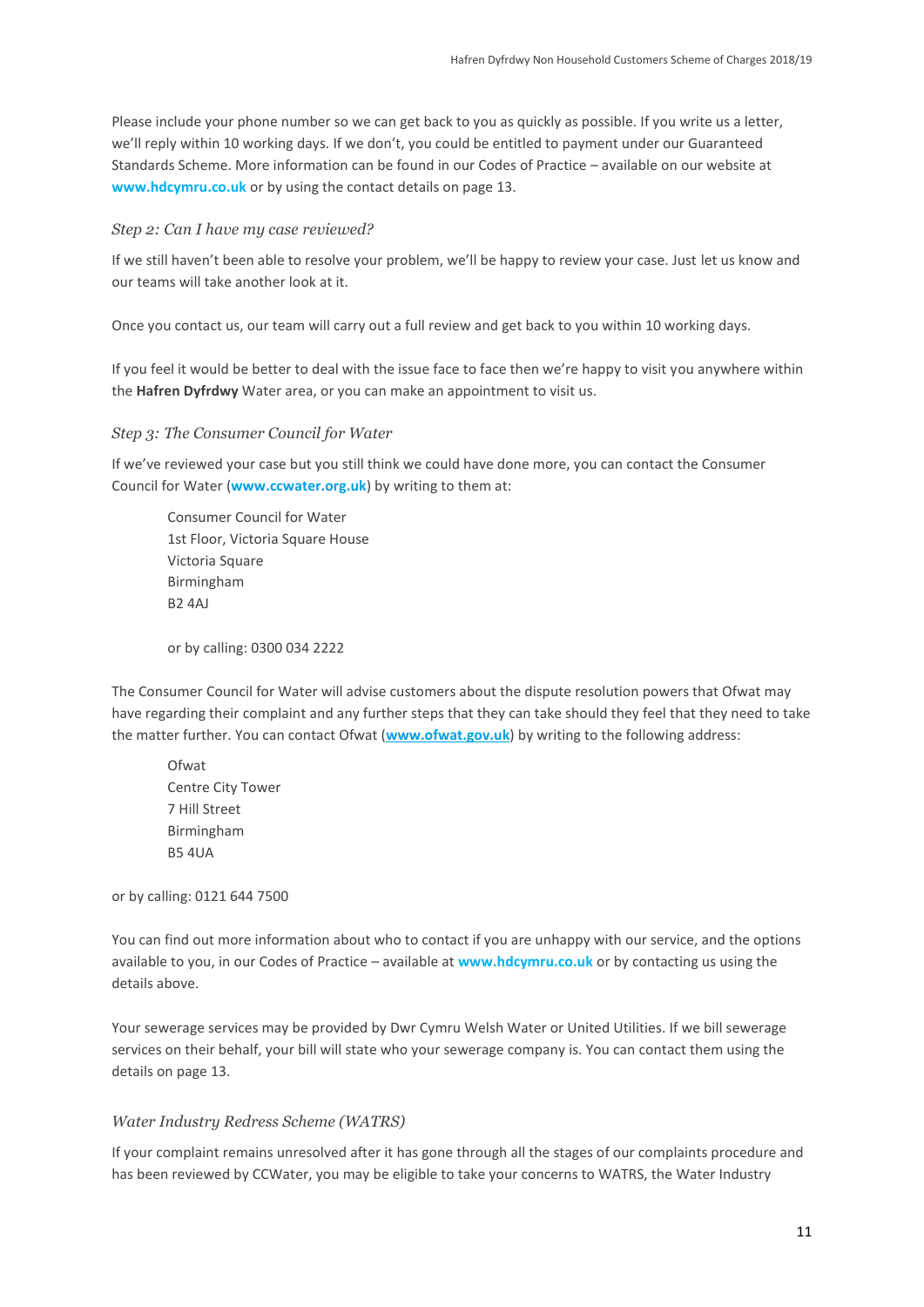Please include your phone number so we can get back to you as quickly as possible. If you write us a letter, we'll reply within 10 working days. If we don't, you could be entitled to payment under our Guaranteed Standards Scheme. More information can be found in our Codes of Practice – available on our website at **www.hdcymru.co.uk** or by using the contact details on page 13.

### *Step 2: Can I have my case reviewed?*

If we still haven't been able to resolve your problem, we'll be happy to review your case. Just let us know and our teams will take another look at it.

Once you contact us, our team will carry out a full review and get back to you within 10 working days.

If you feel it would be better to deal with the issue face to face then we're happy to visit you anywhere within the **Hafren Dyfrdwy** Water area, or you can make an appointment to visit us.

### *Step 3: The Consumer Council for Water*

If we've reviewed your case but you still think we could have done more, you can contact the Consumer Council for Water (**www.ccwater.org.uk**) by writing to them at:

> Consumer Council for Water
> 1st Floor, Victoria Square House
> Victoria Square
> Birmingham
> B2 4AJ
>
> or by calling: 0300 034 2222

The Consumer Council for Water will advise customers about the dispute resolution powers that Ofwat may have regarding their complaint and any further steps that they can take should they feel that they need to take the matter further. You can contact Ofwat (**www.ofwat.gov.uk**) by writing to the following address:

> Ofwat
> Centre City Tower
> 7 Hill Street
> Birmingham
> B5 4UA

or by calling: 0121 644 7500

You can find out more information about who to contact if you are unhappy with our service, and the options available to you, in our Codes of Practice – available at **www.hdcymru.co.uk** or by contacting us using the details above.

Your sewerage services may be provided by Dwr Cymru Welsh Water or United Utilities. If we bill sewerage services on their behalf, your bill will state who your sewerage company is. You can contact them using the details on page 13.

### *Water Industry Redress Scheme (WATRS)*

If your complaint remains unresolved after it has gone through all the stages of our complaints procedure and has been reviewed by CCWater, you may be eligible to take your concerns to WATRS, the Water Industry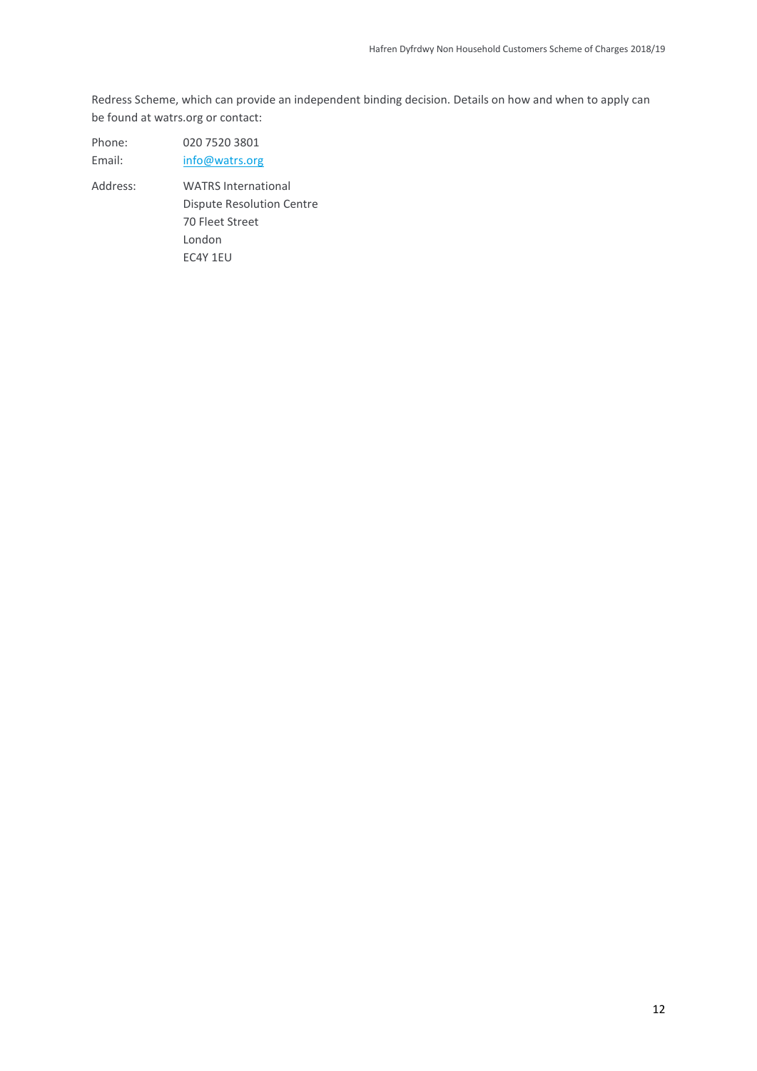Redress Scheme, which can provide an independent binding decision. Details on how and when to apply can be found at watrs.org or contact:

Phone: 020 7520 3801
Email: info@watrs.org
Address: WATRS International
Dispute Resolution Centre
70 Fleet Street
London
EC4Y 1EU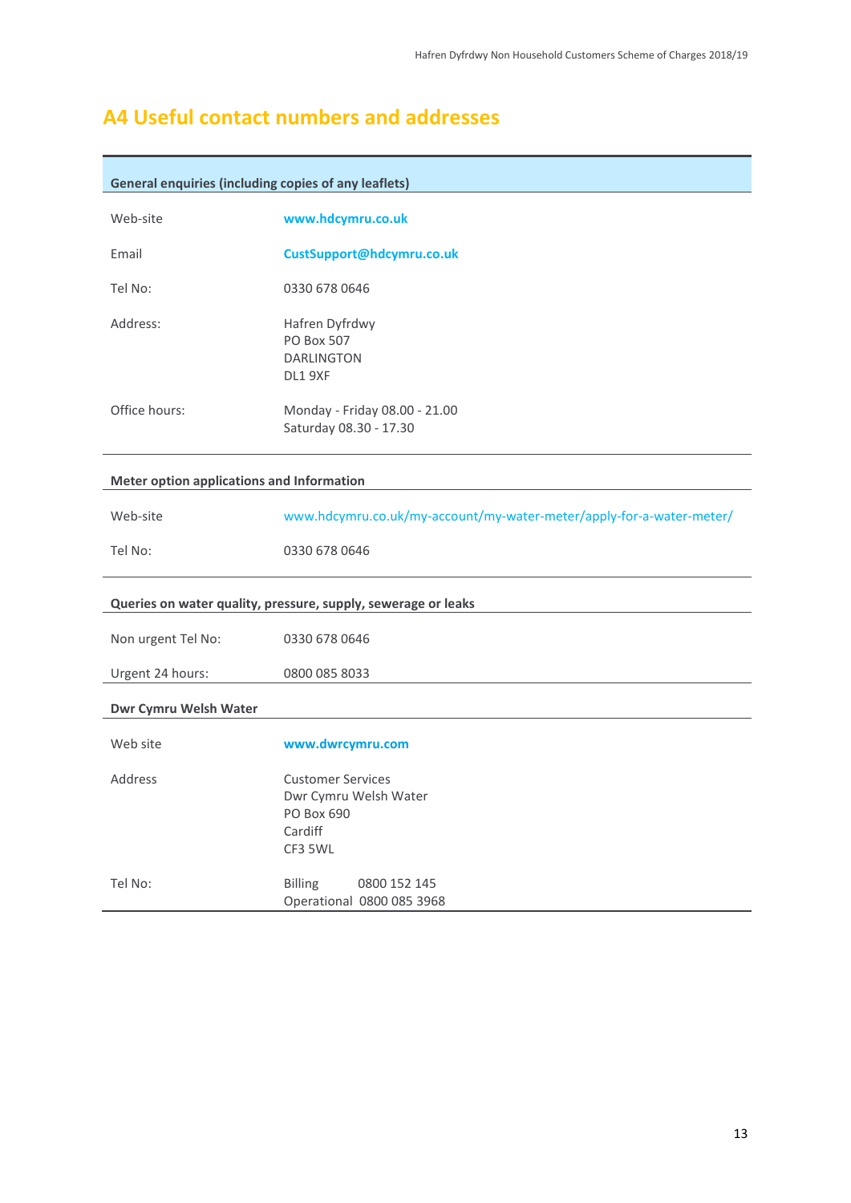## A4 Useful contact numbers and addresses

| General enquiries (including copies of any leaflets) | |
|---|---|
| Web-site | **www.hdcymru.co.uk** |
| Email | **CustSupport@hdcymru.co.uk** |
| Tel No: | 0330 678 0646 |
| Address: | Hafren Dyfrdwy<br>PO Box 507<br>DARLINGTON<br>DL1 9XF |
| Office hours: | Monday - Friday 08.00 - 21.00<br>Saturday 08.30 - 17.30 |

| Meter option applications and Information | |
|---|---|
| Web-site | www.hdcymru.co.uk/my-account/my-water-meter/apply-for-a-water-meter/ |
| Tel No: | 0330 678 0646 |

| Queries on water quality, pressure, supply, sewerage or leaks | |
|---|---|
| Non urgent Tel No: | 0330 678 0646 |
| Urgent 24 hours: | 0800 085 8033 |

| Dwr Cymru Welsh Water | |
|---|---|
| Web site | **www.dwrcymru.com** |
| Address | Customer Services<br>Dwr Cymru Welsh Water<br>PO Box 690<br>Cardiff<br>CF3 5WL |
| Tel No: | Billing 0800 152 145<br>Operational 0800 085 3968 |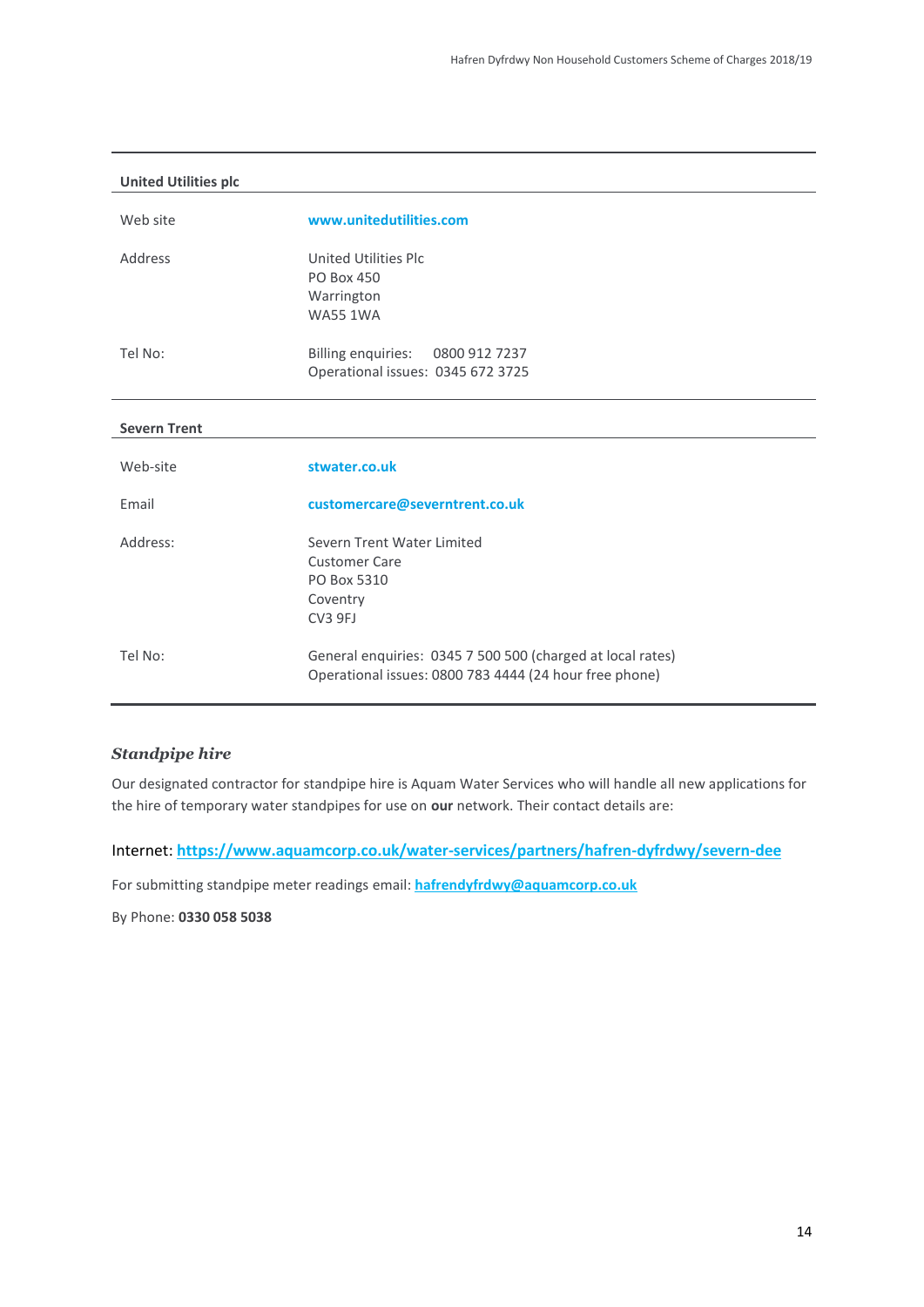| **United Utilities plc** | |
| --- | --- |
| Web site | **www.unitedutilities.com** |
| Address | United Utilities Plc<br>PO Box 450<br>Warrington<br>WA55 1WA |
| Tel No: | Billing enquiries: 0800 912 7237<br>Operational issues: 0345 672 3725 |

| **Severn Trent** | |
| --- | --- |
| Web-site | **stwater.co.uk** |
| Email | **customercare@severntrent.co.uk** |
| Address: | Severn Trent Water Limited<br>Customer Care<br>PO Box 5310<br>Coventry<br>CV3 9FJ |
| Tel No: | General enquiries: 0345 7 500 500 (charged at local rates)<br>Operational issues: 0800 783 4444 (24 hour free phone) |

### *Standpipe hire*

Our designated contractor for standpipe hire is Aquam Water Services who will handle all new applications for the hire of temporary water standpipes for use on **our** network. Their contact details are:

Internet: **https://www.aquamcorp.co.uk/water-services/partners/hafren-dyfrdwy/severn-dee**

For submitting standpipe meter readings email: **hafrendyfrdwy@aquamcorp.co.uk**

By Phone: **0330 058 5038**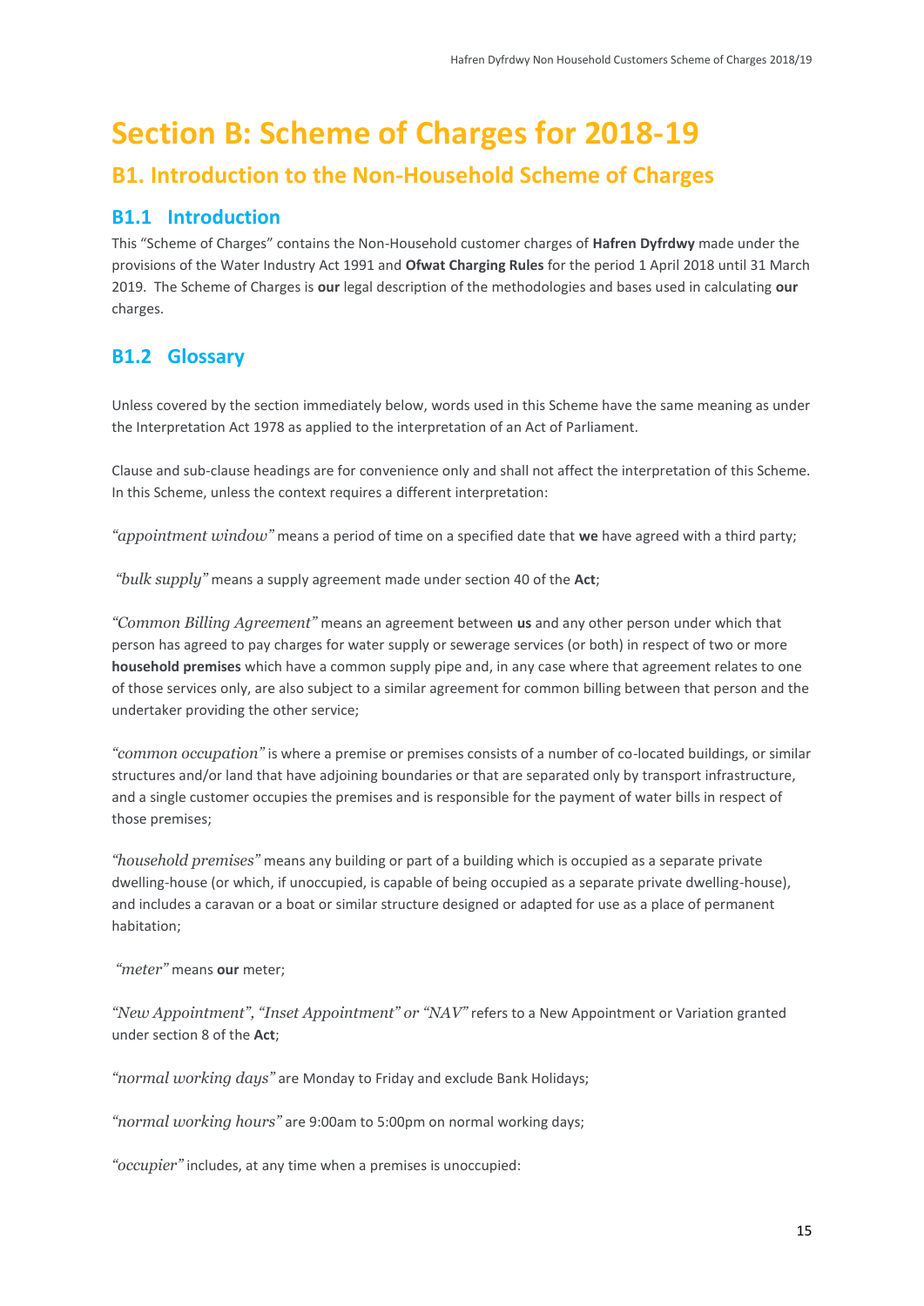# Section B: Scheme of Charges for 2018-19

## B1. Introduction to the Non-Household Scheme of Charges

### B1.1 Introduction

This "Scheme of Charges" contains the Non-Household customer charges of **Hafren Dyfrdwy** made under the provisions of the Water Industry Act 1991 and **Ofwat Charging Rules** for the period 1 April 2018 until 31 March 2019. The Scheme of Charges is **our** legal description of the methodologies and bases used in calculating **our** charges.

### B1.2 Glossary

Unless covered by the section immediately below, words used in this Scheme have the same meaning as under the Interpretation Act 1978 as applied to the interpretation of an Act of Parliament.

Clause and sub-clause headings are for convenience only and shall not affect the interpretation of this Scheme. In this Scheme, unless the context requires a different interpretation:

*"appointment window"* means a period of time on a specified date that **we** have agreed with a third party;

*"bulk supply"* means a supply agreement made under section 40 of the **Act**;

*"Common Billing Agreement"* means an agreement between **us** and any other person under which that person has agreed to pay charges for water supply or sewerage services (or both) in respect of two or more **household premises** which have a common supply pipe and, in any case where that agreement relates to one of those services only, are also subject to a similar agreement for common billing between that person and the undertaker providing the other service;

*"common occupation"* is where a premise or premises consists of a number of co-located buildings, or similar structures and/or land that have adjoining boundaries or that are separated only by transport infrastructure, and a single customer occupies the premises and is responsible for the payment of water bills in respect of those premises;

*"household premises"* means any building or part of a building which is occupied as a separate private dwelling-house (or which, if unoccupied, is capable of being occupied as a separate private dwelling-house), and includes a caravan or a boat or similar structure designed or adapted for use as a place of permanent habitation;

*"meter"* means **our** meter;

*"New Appointment", "Inset Appointment" or "NAV"* refers to a New Appointment or Variation granted under section 8 of the **Act**;

*"normal working days"* are Monday to Friday and exclude Bank Holidays;

*"normal working hours"* are 9:00am to 5:00pm on normal working days;

*"occupier"* includes, at any time when a premises is unoccupied: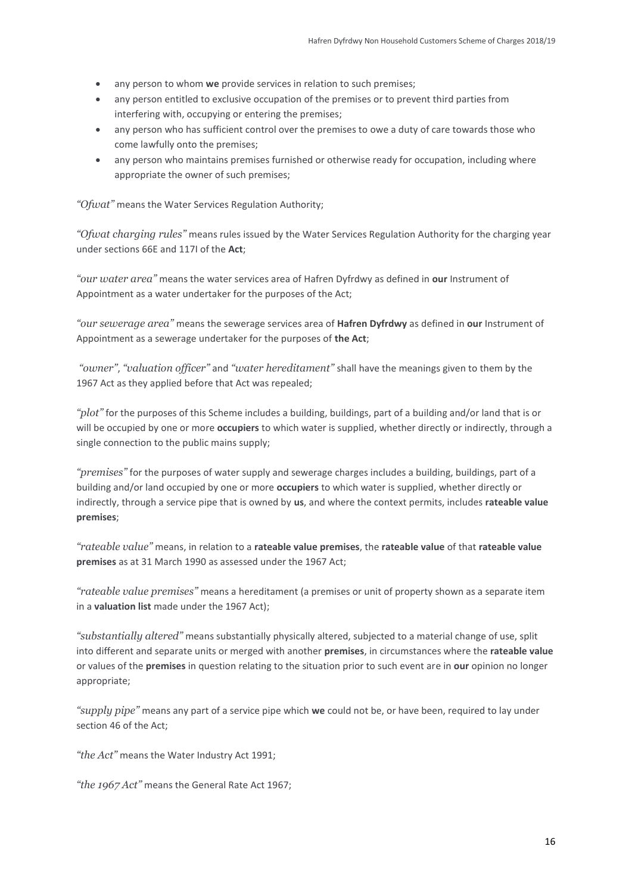- any person to whom **we** provide services in relation to such premises;
- any person entitled to exclusive occupation of the premises or to prevent third parties from interfering with, occupying or entering the premises;
- any person who has sufficient control over the premises to owe a duty of care towards those who come lawfully onto the premises;
- any person who maintains premises furnished or otherwise ready for occupation, including where appropriate the owner of such premises;

*"Ofwat"* means the Water Services Regulation Authority;

*"Ofwat charging rules"* means rules issued by the Water Services Regulation Authority for the charging year under sections 66E and 117I of the **Act**;

*"our water area"* means the water services area of Hafren Dyfrdwy as defined in **our** Instrument of Appointment as a water undertaker for the purposes of the Act;

*"our sewerage area"* means the sewerage services area of **Hafren Dyfrdwy** as defined in **our** Instrument of Appointment as a sewerage undertaker for the purposes of **the Act**;

*"owner"*, *"valuation officer"* and *"water hereditament"* shall have the meanings given to them by the 1967 Act as they applied before that Act was repealed;

*"plot"* for the purposes of this Scheme includes a building, buildings, part of a building and/or land that is or will be occupied by one or more **occupiers** to which water is supplied, whether directly or indirectly, through a single connection to the public mains supply;

*"premises"* for the purposes of water supply and sewerage charges includes a building, buildings, part of a building and/or land occupied by one or more **occupiers** to which water is supplied, whether directly or indirectly, through a service pipe that is owned by **us**, and where the context permits, includes **rateable value premises**;

*"rateable value"* means, in relation to a **rateable value premises**, the **rateable value** of that **rateable value premises** as at 31 March 1990 as assessed under the 1967 Act;

*"rateable value premises"* means a hereditament (a premises or unit of property shown as a separate item in a **valuation list** made under the 1967 Act);

*"substantially altered"* means substantially physically altered, subjected to a material change of use, split into different and separate units or merged with another **premises**, in circumstances where the **rateable value** or values of the **premises** in question relating to the situation prior to such event are in **our** opinion no longer appropriate;

*"supply pipe"* means any part of a service pipe which **we** could not be, or have been, required to lay under section 46 of the Act;

*"the Act"* means the Water Industry Act 1991;

*"the 1967 Act"* means the General Rate Act 1967;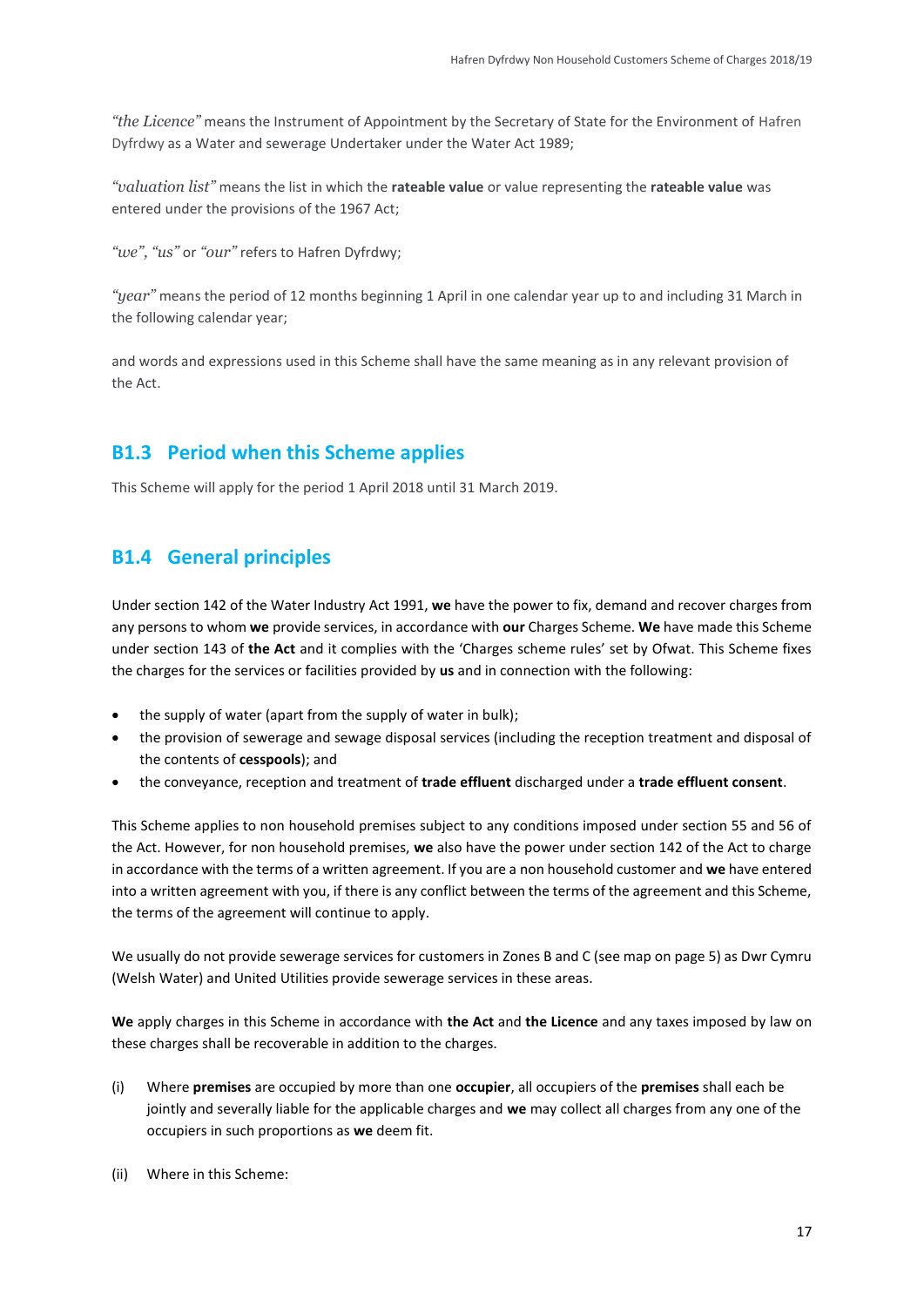*"the Licence"* means the Instrument of Appointment by the Secretary of State for the Environment of Hafren Dyfrdwy as a Water and sewerage Undertaker under the Water Act 1989;

*"valuation list"* means the list in which the **rateable value** or value representing the **rateable value** was entered under the provisions of the 1967 Act;

*"we"*, *"us"* or *"our"* refers to Hafren Dyfrdwy;

*"year"* means the period of 12 months beginning 1 April in one calendar year up to and including 31 March in the following calendar year;

and words and expressions used in this Scheme shall have the same meaning as in any relevant provision of the Act.

## B1.3 Period when this Scheme applies

This Scheme will apply for the period 1 April 2018 until 31 March 2019.

## B1.4 General principles

Under section 142 of the Water Industry Act 1991, **we** have the power to fix, demand and recover charges from any persons to whom **we** provide services, in accordance with **our** Charges Scheme. **We** have made this Scheme under section 143 of **the Act** and it complies with the 'Charges scheme rules' set by Ofwat. This Scheme fixes the charges for the services or facilities provided by **us** and in connection with the following:

- the supply of water (apart from the supply of water in bulk);
- the provision of sewerage and sewage disposal services (including the reception treatment and disposal of the contents of **cesspools**); and
- the conveyance, reception and treatment of **trade effluent** discharged under a **trade effluent consent**.

This Scheme applies to non household premises subject to any conditions imposed under section 55 and 56 of the Act. However, for non household premises, **we** also have the power under section 142 of the Act to charge in accordance with the terms of a written agreement. If you are a non household customer and **we** have entered into a written agreement with you, if there is any conflict between the terms of the agreement and this Scheme, the terms of the agreement will continue to apply.

We usually do not provide sewerage services for customers in Zones B and C (see map on page 5) as Dwr Cymru (Welsh Water) and United Utilities provide sewerage services in these areas.

**We** apply charges in this Scheme in accordance with **the Act** and **the Licence** and any taxes imposed by law on these charges shall be recoverable in addition to the charges.

(i) Where **premises** are occupied by more than one **occupier**, all occupiers of the **premises** shall each be jointly and severally liable for the applicable charges and **we** may collect all charges from any one of the occupiers in such proportions as **we** deem fit.

(ii) Where in this Scheme: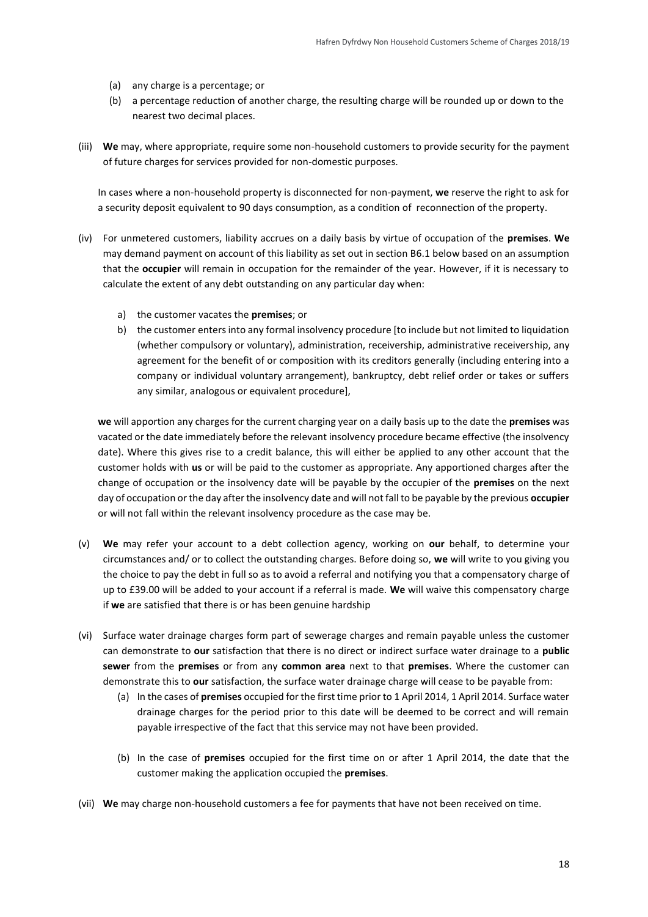(a) any charge is a percentage; or

(b) a percentage reduction of another charge, the resulting charge will be rounded up or down to the nearest two decimal places.

(iii) **We** may, where appropriate, require some non-household customers to provide security for the payment of future charges for services provided for non-domestic purposes.

In cases where a non-household property is disconnected for non-payment, **we** reserve the right to ask for a security deposit equivalent to 90 days consumption, as a condition of reconnection of the property.

(iv) For unmetered customers, liability accrues on a daily basis by virtue of occupation of the **premises**. **We** may demand payment on account of this liability as set out in section B6.1 below based on an assumption that the **occupier** will remain in occupation for the remainder of the year. However, if it is necessary to calculate the extent of any debt outstanding on any particular day when:

a) the customer vacates the **premises**; or

b) the customer enters into any formal insolvency procedure [to include but not limited to liquidation (whether compulsory or voluntary), administration, receivership, administrative receivership, any agreement for the benefit of or composition with its creditors generally (including entering into a company or individual voluntary arrangement), bankruptcy, debt relief order or takes or suffers any similar, analogous or equivalent procedure],

**we** will apportion any charges for the current charging year on a daily basis up to the date the **premises** was vacated or the date immediately before the relevant insolvency procedure became effective (the insolvency date). Where this gives rise to a credit balance, this will either be applied to any other account that the customer holds with **us** or will be paid to the customer as appropriate. Any apportioned charges after the change of occupation or the insolvency date will be payable by the occupier of the **premises** on the next day of occupation or the day after the insolvency date and will not fall to be payable by the previous **occupier** or will not fall within the relevant insolvency procedure as the case may be.

(v) **We** may refer your account to a debt collection agency, working on **our** behalf, to determine your circumstances and/ or to collect the outstanding charges. Before doing so, **we** will write to you giving you the choice to pay the debt in full so as to avoid a referral and notifying you that a compensatory charge of up to £39.00 will be added to your account if a referral is made. **We** will waive this compensatory charge if **we** are satisfied that there is or has been genuine hardship

(vi) Surface water drainage charges form part of sewerage charges and remain payable unless the customer can demonstrate to **our** satisfaction that there is no direct or indirect surface water drainage to a **public sewer** from the **premises** or from any **common area** next to that **premises**. Where the customer can demonstrate this to **our** satisfaction, the surface water drainage charge will cease to be payable from:

(a) In the cases of **premises** occupied for the first time prior to 1 April 2014, 1 April 2014. Surface water drainage charges for the period prior to this date will be deemed to be correct and will remain payable irrespective of the fact that this service may not have been provided.

(b) In the case of **premises** occupied for the first time on or after 1 April 2014, the date that the customer making the application occupied the **premises**.

(vii) **We** may charge non-household customers a fee for payments that have not been received on time.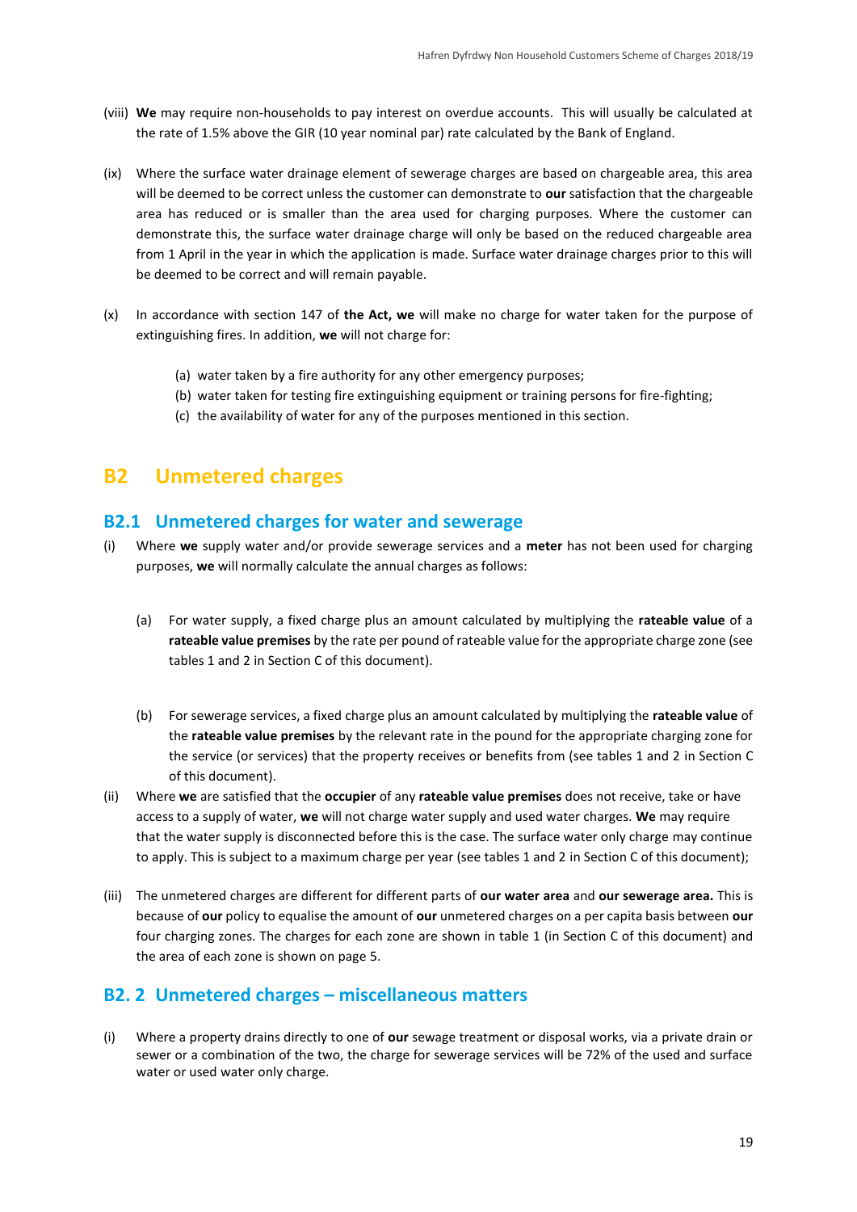(viii) **We** may require non-households to pay interest on overdue accounts. This will usually be calculated at the rate of 1.5% above the GIR (10 year nominal par) rate calculated by the Bank of England.

(ix) Where the surface water drainage element of sewerage charges are based on chargeable area, this area will be deemed to be correct unless the customer can demonstrate to **our** satisfaction that the chargeable area has reduced or is smaller than the area used for charging purposes. Where the customer can demonstrate this, the surface water drainage charge will only be based on the reduced chargeable area from 1 April in the year in which the application is made. Surface water drainage charges prior to this will be deemed to be correct and will remain payable.

(x) In accordance with section 147 of **the Act, we** will make no charge for water taken for the purpose of extinguishing fires. In addition, **we** will not charge for:

- (a) water taken by a fire authority for any other emergency purposes;
- (b) water taken for testing fire extinguishing equipment or training persons for fire-fighting;
- (c) the availability of water for any of the purposes mentioned in this section.

# B2 Unmetered charges

## B2.1 Unmetered charges for water and sewerage

(i) Where **we** supply water and/or provide sewerage services and a **meter** has not been used for charging purposes, **we** will normally calculate the annual charges as follows:

- (a) For water supply, a fixed charge plus an amount calculated by multiplying the **rateable value** of a **rateable value premises** by the rate per pound of rateable value for the appropriate charge zone (see tables 1 and 2 in Section C of this document).

- (b) For sewerage services, a fixed charge plus an amount calculated by multiplying the **rateable value** of the **rateable value premises** by the relevant rate in the pound for the appropriate charging zone for the service (or services) that the property receives or benefits from (see tables 1 and 2 in Section C of this document).

(ii) Where **we** are satisfied that the **occupier** of any **rateable value premises** does not receive, take or have access to a supply of water, **we** will not charge water supply and used water charges. **We** may require that the water supply is disconnected before this is the case. The surface water only charge may continue to apply. This is subject to a maximum charge per year (see tables 1 and 2 in Section C of this document);

(iii) The unmetered charges are different for different parts of **our water area** and **our sewerage area.** This is because of **our** policy to equalise the amount of **our** unmetered charges on a per capita basis between **our** four charging zones. The charges for each zone are shown in table 1 (in Section C of this document) and the area of each zone is shown on page 5.

## B2. 2 Unmetered charges – miscellaneous matters

(i) Where a property drains directly to one of **our** sewage treatment or disposal works, via a private drain or sewer or a combination of the two, the charge for sewerage services will be 72% of the used and surface water or used water only charge.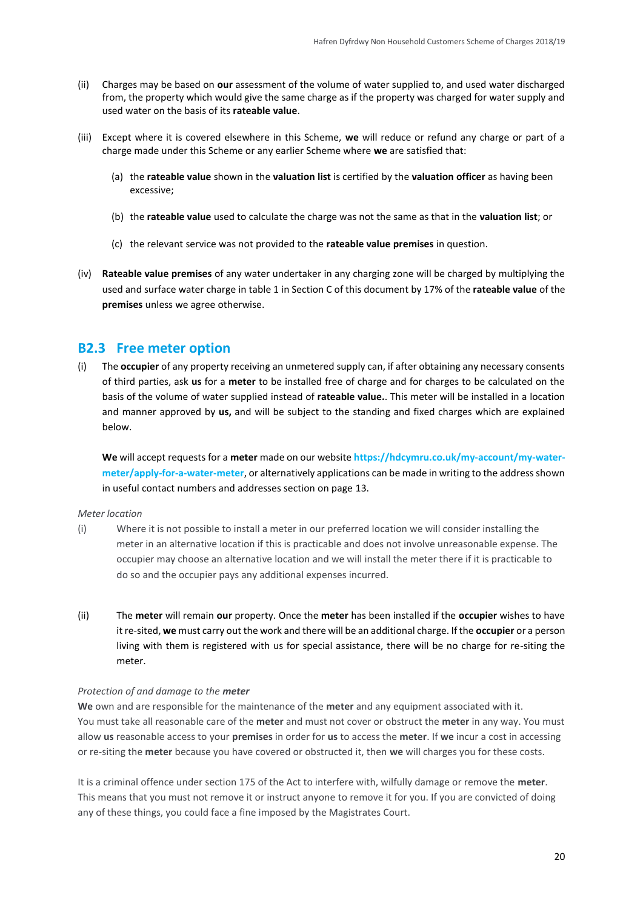(ii) Charges may be based on **our** assessment of the volume of water supplied to, and used water discharged from, the property which would give the same charge as if the property was charged for water supply and used water on the basis of its **rateable value**.

(iii) Except where it is covered elsewhere in this Scheme, **we** will reduce or refund any charge or part of a charge made under this Scheme or any earlier Scheme where **we** are satisfied that:

(a) the **rateable value** shown in the **valuation list** is certified by the **valuation officer** as having been excessive;

(b) the **rateable value** used to calculate the charge was not the same as that in the **valuation list**; or

(c) the relevant service was not provided to the **rateable value premises** in question.

(iv) **Rateable value premises** of any water undertaker in any charging zone will be charged by multiplying the used and surface water charge in table 1 in Section C of this document by 17% of the **rateable value** of the **premises** unless we agree otherwise.

## B2.3 Free meter option

(i) The **occupier** of any property receiving an unmetered supply can, if after obtaining any necessary consents of third parties, ask **us** for a **meter** to be installed free of charge and for charges to be calculated on the basis of the volume of water supplied instead of **rateable value.**. This meter will be installed in a location and manner approved by **us,** and will be subject to the standing and fixed charges which are explained below.

**We** will accept requests for a **meter** made on our website **https://hdcymru.co.uk/my-account/my-water-meter/apply-for-a-water-meter**, or alternatively applications can be made in writing to the address shown in useful contact numbers and addresses section on page 13.

*Meter location*

(i) Where it is not possible to install a meter in our preferred location we will consider installing the meter in an alternative location if this is practicable and does not involve unreasonable expense. The occupier may choose an alternative location and we will install the meter there if it is practicable to do so and the occupier pays any additional expenses incurred.

(ii) The **meter** will remain **our** property. Once the **meter** has been installed if the **occupier** wishes to have it re-sited, **we** must carry out the work and there will be an additional charge. If the **occupier** or a person living with them is registered with us for special assistance, there will be no charge for re-siting the meter.

*Protection of and damage to the **meter***

**We** own and are responsible for the maintenance of the **meter** and any equipment associated with it. You must take all reasonable care of the **meter** and must not cover or obstruct the **meter** in any way. You must allow **us** reasonable access to your **premises** in order for **us** to access the **meter**. If **we** incur a cost in accessing or re-siting the **meter** because you have covered or obstructed it, then **we** will charges you for these costs.

It is a criminal offence under section 175 of the Act to interfere with, wilfully damage or remove the **meter**. This means that you must not remove it or instruct anyone to remove it for you. If you are convicted of doing any of these things, you could face a fine imposed by the Magistrates Court.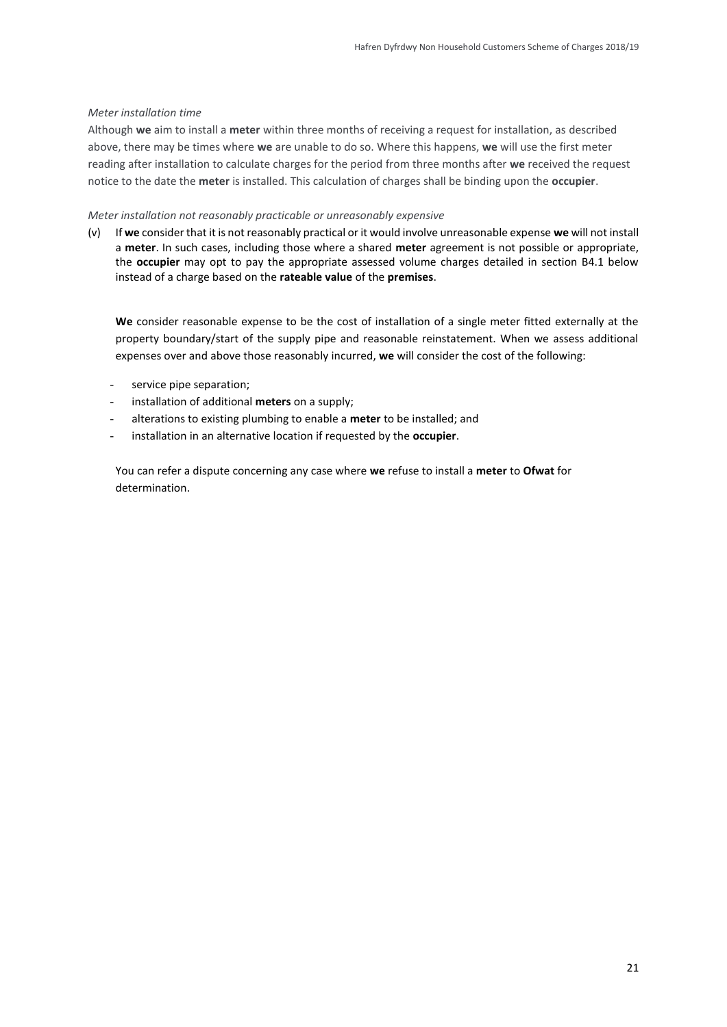*Meter installation time*

Although **we** aim to install a **meter** within three months of receiving a request for installation, as described above, there may be times where **we** are unable to do so. Where this happens, **we** will use the first meter reading after installation to calculate charges for the period from three months after **we** received the request notice to the date the **meter** is installed. This calculation of charges shall be binding upon the **occupier**.

*Meter installation not reasonably practicable or unreasonably expensive*

(v) If **we** consider that it is not reasonably practical or it would involve unreasonable expense **we** will not install a **meter**. In such cases, including those where a shared **meter** agreement is not possible or appropriate, the **occupier** may opt to pay the appropriate assessed volume charges detailed in section B4.1 below instead of a charge based on the **rateable value** of the **premises**.

**We** consider reasonable expense to be the cost of installation of a single meter fitted externally at the property boundary/start of the supply pipe and reasonable reinstatement. When we assess additional expenses over and above those reasonably incurred, **we** will consider the cost of the following:

- service pipe separation;
- installation of additional **meters** on a supply;
- alterations to existing plumbing to enable a **meter** to be installed; and
- installation in an alternative location if requested by the **occupier**.

You can refer a dispute concerning any case where **we** refuse to install a **meter** to **Ofwat** for determination.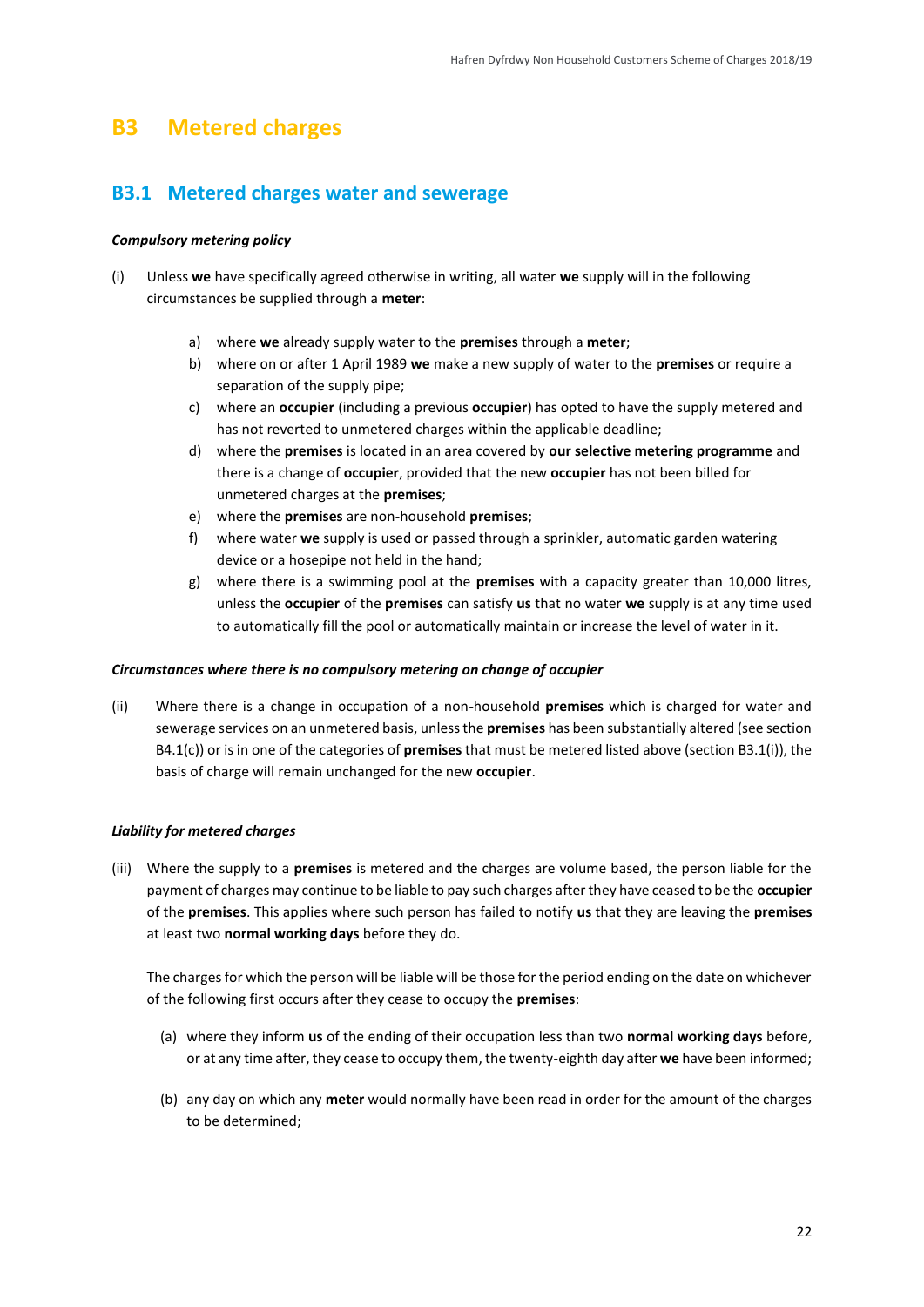# B3 Metered charges

## B3.1 Metered charges water and sewerage

***Compulsory metering policy***

(i) Unless **we** have specifically agreed otherwise in writing, all water **we** supply will in the following circumstances be supplied through a **meter**:

  a) where **we** already supply water to the **premises** through a **meter**;
  b) where on or after 1 April 1989 **we** make a new supply of water to the **premises** or require a separation of the supply pipe;
  c) where an **occupier** (including a previous **occupier**) has opted to have the supply metered and has not reverted to unmetered charges within the applicable deadline;
  d) where the **premises** is located in an area covered by **our selective metering programme** and there is a change of **occupier**, provided that the new **occupier** has not been billed for unmetered charges at the **premises**;
  e) where the **premises** are non-household **premises**;
  f) where water **we** supply is used or passed through a sprinkler, automatic garden watering device or a hosepipe not held in the hand;
  g) where there is a swimming pool at the **premises** with a capacity greater than 10,000 litres, unless the **occupier** of the **premises** can satisfy **us** that no water **we** supply is at any time used to automatically fill the pool or automatically maintain or increase the level of water in it.

***Circumstances where there is no compulsory metering on change of occupier***

(ii) Where there is a change in occupation of a non-household **premises** which is charged for water and sewerage services on an unmetered basis, unless the **premises** has been substantially altered (see section B4.1(c)) or is in one of the categories of **premises** that must be metered listed above (section B3.1(i)), the basis of charge will remain unchanged for the new **occupier**.

***Liability for metered charges***

(iii) Where the supply to a **premises** is metered and the charges are volume based, the person liable for the payment of charges may continue to be liable to pay such charges after they have ceased to be the **occupier** of the **premises**. This applies where such person has failed to notify **us** that they are leaving the **premises** at least two **normal working days** before they do.

The charges for which the person will be liable will be those for the period ending on the date on whichever of the following first occurs after they cease to occupy the **premises**:

  (a) where they inform **us** of the ending of their occupation less than two **normal working days** before, or at any time after, they cease to occupy them, the twenty-eighth day after **we** have been informed;

  (b) any day on which any **meter** would normally have been read in order for the amount of the charges to be determined;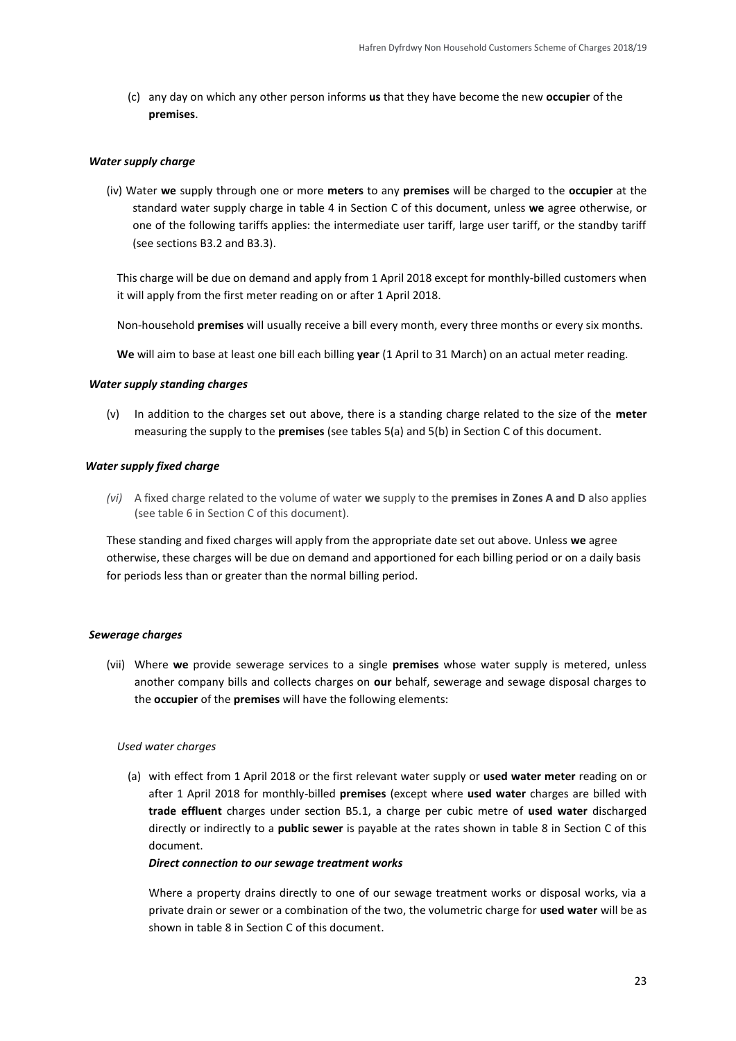(c) any day on which any other person informs **us** that they have become the new **occupier** of the **premises**.

***Water supply charge***

(iv) Water **we** supply through one or more **meters** to any **premises** will be charged to the **occupier** at the standard water supply charge in table 4 in Section C of this document, unless **we** agree otherwise, or one of the following tariffs applies: the intermediate user tariff, large user tariff, or the standby tariff (see sections B3.2 and B3.3).

This charge will be due on demand and apply from 1 April 2018 except for monthly-billed customers when it will apply from the first meter reading on or after 1 April 2018.

Non-household **premises** will usually receive a bill every month, every three months or every six months.

**We** will aim to base at least one bill each billing **year** (1 April to 31 March) on an actual meter reading.

***Water supply standing charges***

(v) In addition to the charges set out above, there is a standing charge related to the size of the **meter** measuring the supply to the **premises** (see tables 5(a) and 5(b) in Section C of this document.

***Water supply fixed charge***

*(vi)* A fixed charge related to the volume of water **we** supply to the **premises in Zones A and D** also applies (see table 6 in Section C of this document).

These standing and fixed charges will apply from the appropriate date set out above. Unless **we** agree otherwise, these charges will be due on demand and apportioned for each billing period or on a daily basis for periods less than or greater than the normal billing period.

***Sewerage charges***

(vii) Where **we** provide sewerage services to a single **premises** whose water supply is metered, unless another company bills and collects charges on **our** behalf, sewerage and sewage disposal charges to the **occupier** of the **premises** will have the following elements:

*Used water charges*

(a) with effect from 1 April 2018 or the first relevant water supply or **used water meter** reading on or after 1 April 2018 for monthly-billed **premises** (except where **used water** charges are billed with **trade effluent** charges under section B5.1, a charge per cubic metre of **used water** discharged directly or indirectly to a **public sewer** is payable at the rates shown in table 8 in Section C of this document.

***Direct connection to our sewage treatment works***

Where a property drains directly to one of our sewage treatment works or disposal works, via a private drain or sewer or a combination of the two, the volumetric charge for **used water** will be as shown in table 8 in Section C of this document.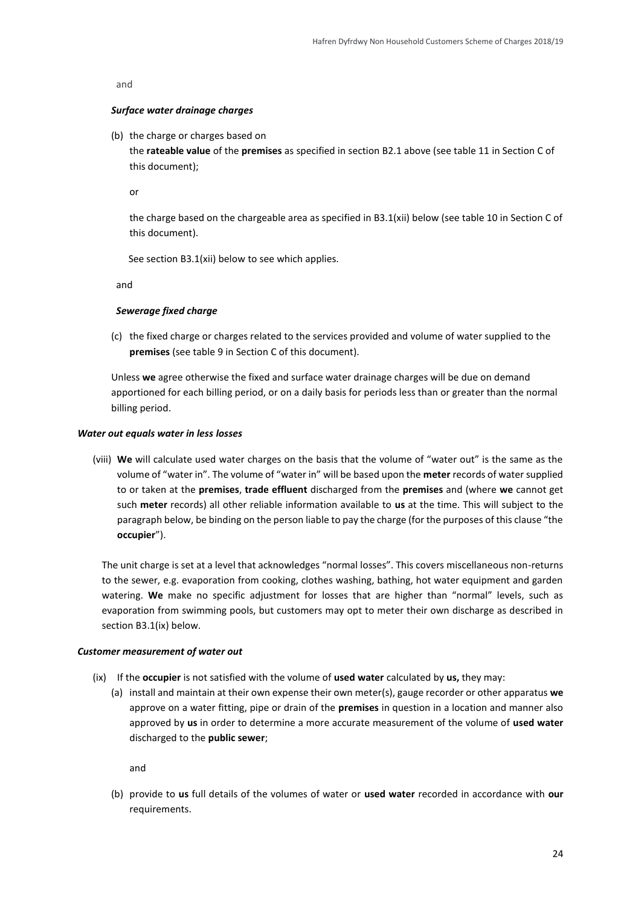and

***Surface water drainage charges***

(b) the charge or charges based on

the **rateable value** of the **premises** as specified in section B2.1 above (see table 11 in Section C of this document);

or

the charge based on the chargeable area as specified in B3.1(xii) below (see table 10 in Section C of this document).

See section B3.1(xii) below to see which applies.

and

***Sewerage fixed charge***

(c) the fixed charge or charges related to the services provided and volume of water supplied to the **premises** (see table 9 in Section C of this document).

Unless **we** agree otherwise the fixed and surface water drainage charges will be due on demand apportioned for each billing period, or on a daily basis for periods less than or greater than the normal billing period.

***Water out equals water in less losses***

(viii) **We** will calculate used water charges on the basis that the volume of "water out" is the same as the volume of "water in". The volume of "water in" will be based upon the **meter** records of water supplied to or taken at the **premises**, **trade effluent** discharged from the **premises** and (where **we** cannot get such **meter** records) all other reliable information available to **us** at the time. This will subject to the paragraph below, be binding on the person liable to pay the charge (for the purposes of this clause "the **occupier**").

The unit charge is set at a level that acknowledges "normal losses". This covers miscellaneous non-returns to the sewer, e.g. evaporation from cooking, clothes washing, bathing, hot water equipment and garden watering. **We** make no specific adjustment for losses that are higher than "normal" levels, such as evaporation from swimming pools, but customers may opt to meter their own discharge as described in section B3.1(ix) below.

***Customer measurement of water out***

(ix) If the **occupier** is not satisfied with the volume of **used water** calculated by **us,** they may:

(a) install and maintain at their own expense their own meter(s), gauge recorder or other apparatus **we** approve on a water fitting, pipe or drain of the **premises** in question in a location and manner also approved by **us** in order to determine a more accurate measurement of the volume of **used water** discharged to the **public sewer**;

and

(b) provide to **us** full details of the volumes of water or **used water** recorded in accordance with **our** requirements.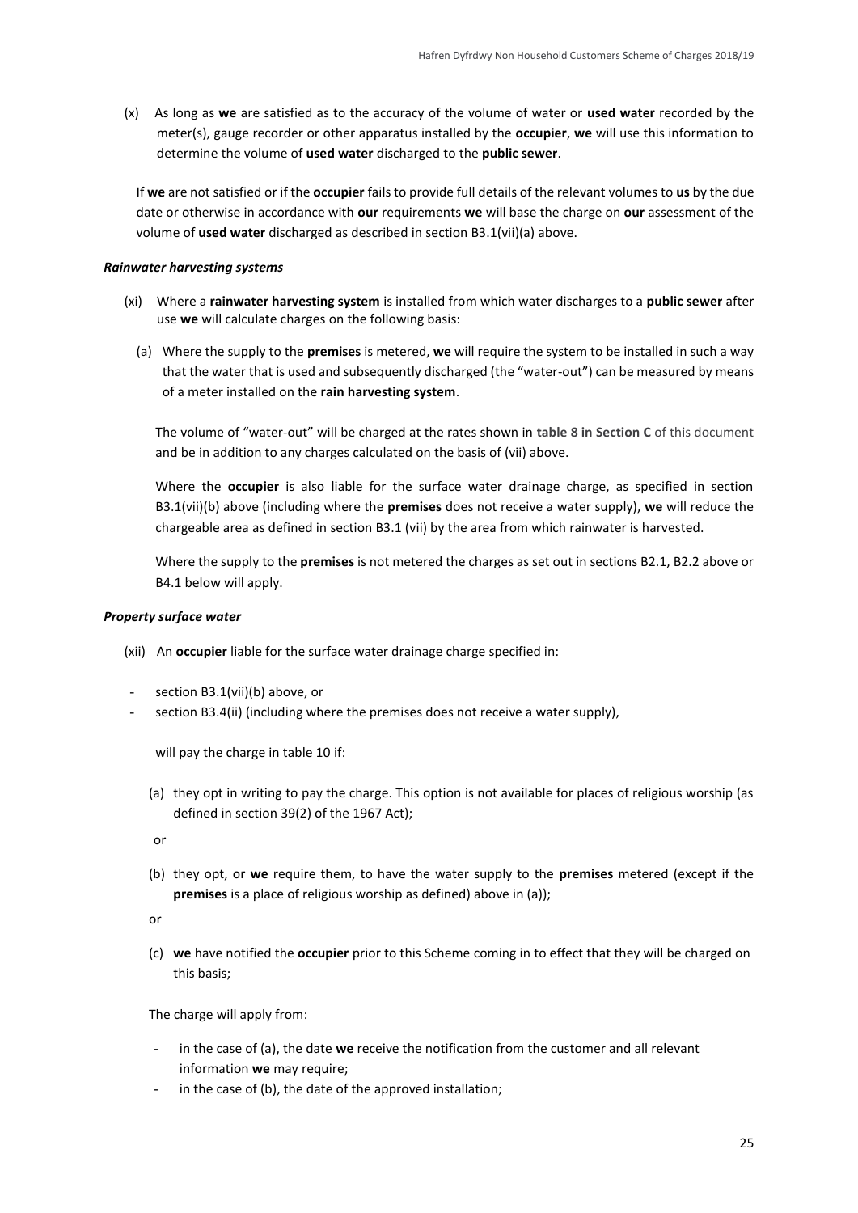(x) As long as **we** are satisfied as to the accuracy of the volume of water or **used water** recorded by the meter(s), gauge recorder or other apparatus installed by the **occupier**, **we** will use this information to determine the volume of **used water** discharged to the **public sewer**.

If **we** are not satisfied or if the **occupier** fails to provide full details of the relevant volumes to **us** by the due date or otherwise in accordance with **our** requirements **we** will base the charge on **our** assessment of the volume of **used water** discharged as described in section B3.1(vii)(a) above.

***Rainwater harvesting systems***

(xi) Where a **rainwater harvesting system** is installed from which water discharges to a **public sewer** after use **we** will calculate charges on the following basis:

(a) Where the supply to the **premises** is metered, **we** will require the system to be installed in such a way that the water that is used and subsequently discharged (the "water-out") can be measured by means of a meter installed on the **rain harvesting system**.

The volume of "water-out" will be charged at the rates shown in **table 8 in Section C** of this document and be in addition to any charges calculated on the basis of (vii) above.

Where the **occupier** is also liable for the surface water drainage charge, as specified in section B3.1(vii)(b) above (including where the **premises** does not receive a water supply), **we** will reduce the chargeable area as defined in section B3.1 (vii) by the area from which rainwater is harvested.

Where the supply to the **premises** is not metered the charges as set out in sections B2.1, B2.2 above or B4.1 below will apply.

***Property surface water***

(xii) An **occupier** liable for the surface water drainage charge specified in:

- section B3.1(vii)(b) above, or
- section B3.4(ii) (including where the premises does not receive a water supply),

will pay the charge in table 10 if:

(a) they opt in writing to pay the charge. This option is not available for places of religious worship (as defined in section 39(2) of the 1967 Act);

or

(b) they opt, or **we** require them, to have the water supply to the **premises** metered (except if the **premises** is a place of religious worship as defined) above in (a));

or

(c) **we** have notified the **occupier** prior to this Scheme coming in to effect that they will be charged on this basis;

The charge will apply from:

- in the case of (a), the date **we** receive the notification from the customer and all relevant information **we** may require;
- in the case of (b), the date of the approved installation;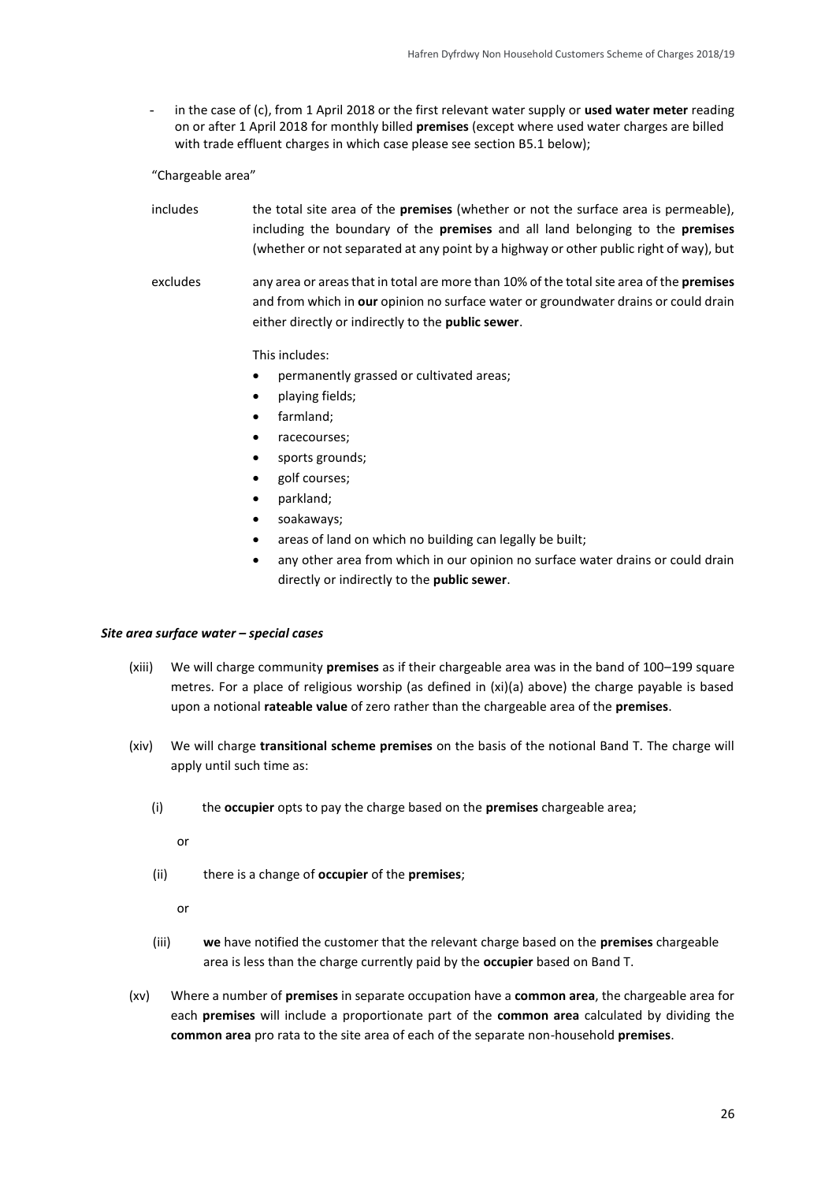- in the case of (c), from 1 April 2018 or the first relevant water supply or **used water meter** reading on or after 1 April 2018 for monthly billed **premises** (except where used water charges are billed with trade effluent charges in which case please see section B5.1 below);

"Chargeable area"

includes the total site area of the **premises** (whether or not the surface area is permeable), including the boundary of the **premises** and all land belonging to the **premises** (whether or not separated at any point by a highway or other public right of way), but

excludes any area or areas that in total are more than 10% of the total site area of the **premises** and from which in **our** opinion no surface water or groundwater drains or could drain either directly or indirectly to the **public sewer**.

This includes:

- permanently grassed or cultivated areas;
- playing fields;
- farmland;
- racecourses;
- sports grounds;
- golf courses;
- parkland;
- soakaways;
- areas of land on which no building can legally be built;
- any other area from which in our opinion no surface water drains or could drain directly or indirectly to the **public sewer**.

***Site area surface water – special cases***

(xiii) We will charge community **premises** as if their chargeable area was in the band of 100–199 square metres. For a place of religious worship (as defined in (xi)(a) above) the charge payable is based upon a notional **rateable value** of zero rather than the chargeable area of the **premises**.

(xiv) We will charge **transitional scheme premises** on the basis of the notional Band T. The charge will apply until such time as:

(i) the **occupier** opts to pay the charge based on the **premises** chargeable area;

or

(ii) there is a change of **occupier** of the **premises**;

or

(iii) **we** have notified the customer that the relevant charge based on the **premises** chargeable area is less than the charge currently paid by the **occupier** based on Band T.

(xv) Where a number of **premises** in separate occupation have a **common area**, the chargeable area for each **premises** will include a proportionate part of the **common area** calculated by dividing the **common area** pro rata to the site area of each of the separate non-household **premises**.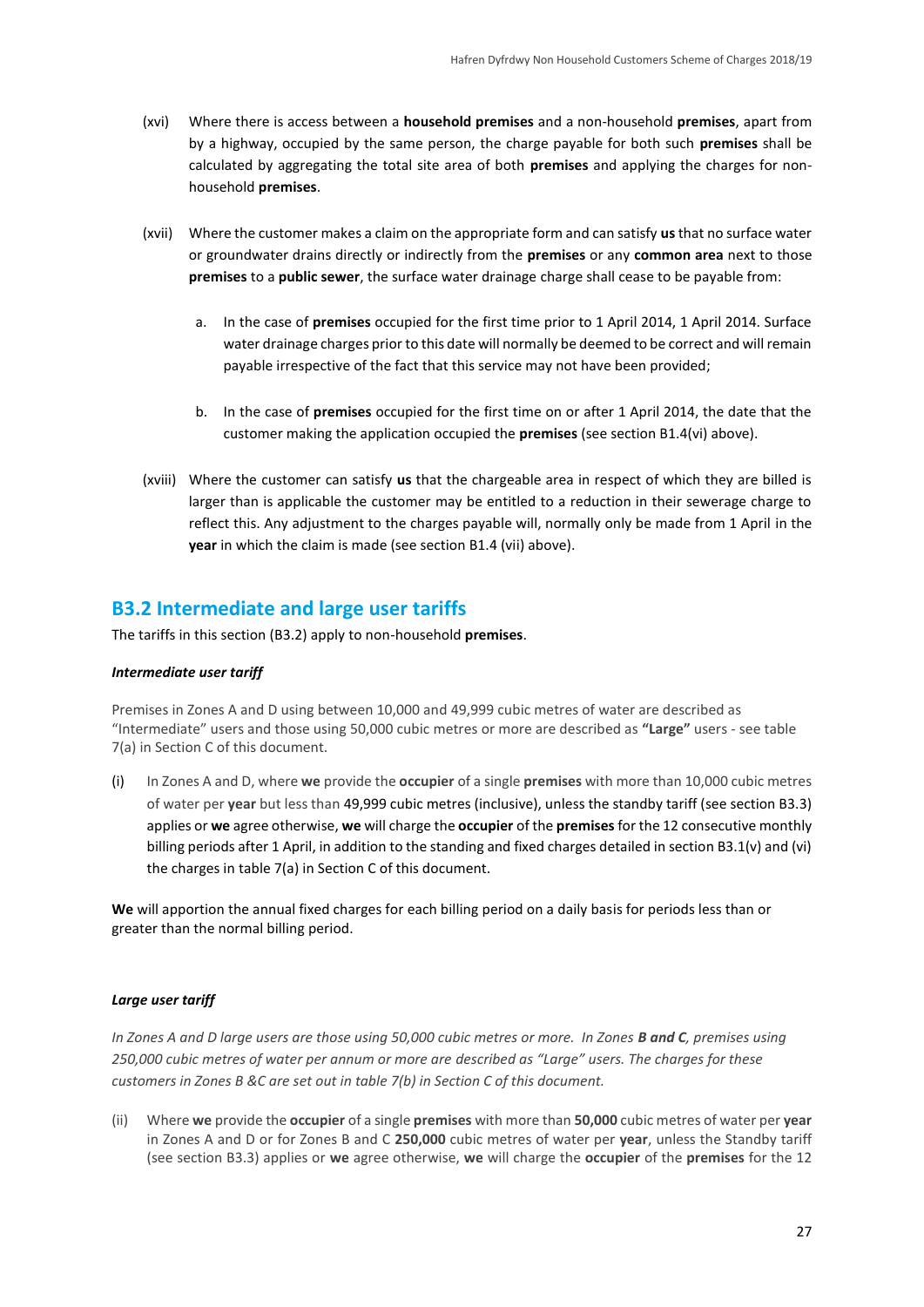(xvi) Where there is access between a **household premises** and a non-household **premises**, apart from by a highway, occupied by the same person, the charge payable for both such **premises** shall be calculated by aggregating the total site area of both **premises** and applying the charges for non-household **premises**.

(xvii) Where the customer makes a claim on the appropriate form and can satisfy **us** that no surface water or groundwater drains directly or indirectly from the **premises** or any **common area** next to those **premises** to a **public sewer**, the surface water drainage charge shall cease to be payable from:

a. In the case of **premises** occupied for the first time prior to 1 April 2014, 1 April 2014. Surface water drainage charges prior to this date will normally be deemed to be correct and will remain payable irrespective of the fact that this service may not have been provided;

b. In the case of **premises** occupied for the first time on or after 1 April 2014, the date that the customer making the application occupied the **premises** (see section B1.4(vi) above).

(xviii) Where the customer can satisfy **us** that the chargeable area in respect of which they are billed is larger than is applicable the customer may be entitled to a reduction in their sewerage charge to reflect this. Any adjustment to the charges payable will, normally only be made from 1 April in the **year** in which the claim is made (see section B1.4 (vii) above).

## B3.2 Intermediate and large user tariffs

The tariffs in this section (B3.2) apply to non-household **premises**.

***Intermediate user tariff***

Premises in Zones A and D using between 10,000 and 49,999 cubic metres of water are described as "Intermediate" users and those using 50,000 cubic metres or more are described as **"Large"** users - see table 7(a) in Section C of this document.

(i) In Zones A and D, where **we** provide the **occupier** of a single **premises** with more than 10,000 cubic metres of water per **year** but less than 49,999 cubic metres (inclusive), unless the standby tariff (see section B3.3) applies or **we** agree otherwise, **we** will charge the **occupier** of the **premises** for the 12 consecutive monthly billing periods after 1 April, in addition to the standing and fixed charges detailed in section B3.1(v) and (vi) the charges in table 7(a) in Section C of this document.

**We** will apportion the annual fixed charges for each billing period on a daily basis for periods less than or greater than the normal billing period.

***Large user tariff***

*In Zones A and D large users are those using 50,000 cubic metres or more. In Zones **B and C**, premises using 250,000 cubic metres of water per annum or more are described as "Large" users. The charges for these customers in Zones B &C are set out in table 7(b) in Section C of this document.*

(ii) Where **we** provide the **occupier** of a single **premises** with more than **50,000** cubic metres of water per **year** in Zones A and D or for Zones B and C **250,000** cubic metres of water per **year**, unless the Standby tariff (see section B3.3) applies or **we** agree otherwise, **we** will charge the **occupier** of the **premises** for the 12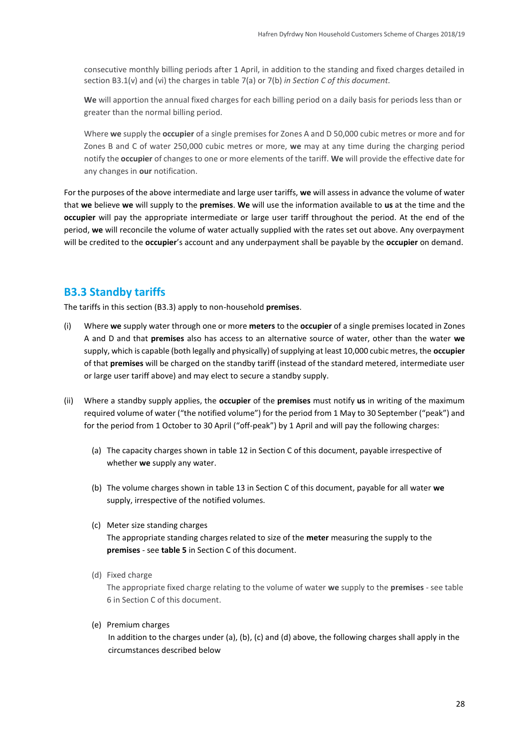consecutive monthly billing periods after 1 April, in addition to the standing and fixed charges detailed in section B3.1(v) and (vi) the charges in table 7(a) or 7(b) *in Section C of this document*.

**We** will apportion the annual fixed charges for each billing period on a daily basis for periods less than or greater than the normal billing period.

Where **we** supply the **occupier** of a single premises for Zones A and D 50,000 cubic metres or more and for Zones B and C of water 250,000 cubic metres or more, **we** may at any time during the charging period notify the **occupier** of changes to one or more elements of the tariff. **We** will provide the effective date for any changes in **our** notification.

For the purposes of the above intermediate and large user tariffs, **we** will assess in advance the volume of water that **we** believe **we** will supply to the **premises**. **We** will use the information available to **us** at the time and the **occupier** will pay the appropriate intermediate or large user tariff throughout the period. At the end of the period, **we** will reconcile the volume of water actually supplied with the rates set out above. Any overpayment will be credited to the **occupier**'s account and any underpayment shall be payable by the **occupier** on demand.

## B3.3 Standby tariffs

The tariffs in this section (B3.3) apply to non-household **premises**.

(i) Where **we** supply water through one or more **meters** to the **occupier** of a single premises located in Zones A and D and that **premises** also has access to an alternative source of water, other than the water **we** supply, which is capable (both legally and physically) of supplying at least 10,000 cubic metres, the **occupier** of that **premises** will be charged on the standby tariff (instead of the standard metered, intermediate user or large user tariff above) and may elect to secure a standby supply.

(ii) Where a standby supply applies, the **occupier** of the **premises** must notify **us** in writing of the maximum required volume of water ("the notified volume") for the period from 1 May to 30 September ("peak") and for the period from 1 October to 30 April ("off-peak") by 1 April and will pay the following charges:

   (a) The capacity charges shown in table 12 in Section C of this document, payable irrespective of whether **we** supply any water.

   (b) The volume charges shown in table 13 in Section C of this document, payable for all water **we** supply, irrespective of the notified volumes.

   (c) Meter size standing charges
   The appropriate standing charges related to size of the **meter** measuring the supply to the **premises** - see **table 5** in Section C of this document.

   (d) Fixed charge
   The appropriate fixed charge relating to the volume of water **we** supply to the **premises** - see table 6 in Section C of this document.

   (e) Premium charges
   In addition to the charges under (a), (b), (c) and (d) above, the following charges shall apply in the circumstances described below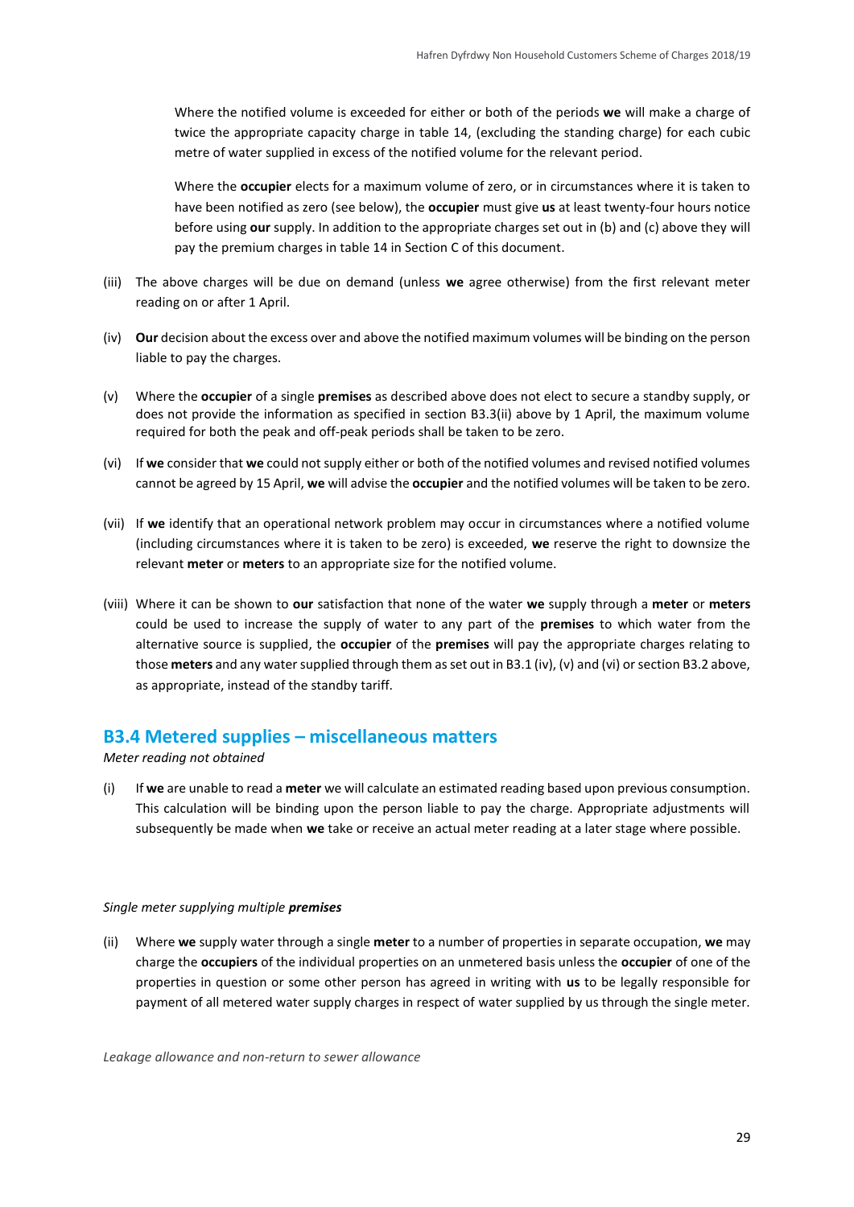Where the notified volume is exceeded for either or both of the periods **we** will make a charge of twice the appropriate capacity charge in table 14, (excluding the standing charge) for each cubic metre of water supplied in excess of the notified volume for the relevant period.

Where the **occupier** elects for a maximum volume of zero, or in circumstances where it is taken to have been notified as zero (see below), the **occupier** must give **us** at least twenty-four hours notice before using **our** supply. In addition to the appropriate charges set out in (b) and (c) above they will pay the premium charges in table 14 in Section C of this document.

(iii) The above charges will be due on demand (unless **we** agree otherwise) from the first relevant meter reading on or after 1 April.

(iv) **Our** decision about the excess over and above the notified maximum volumes will be binding on the person liable to pay the charges.

(v) Where the **occupier** of a single **premises** as described above does not elect to secure a standby supply, or does not provide the information as specified in section B3.3(ii) above by 1 April, the maximum volume required for both the peak and off-peak periods shall be taken to be zero.

(vi) If **we** consider that **we** could not supply either or both of the notified volumes and revised notified volumes cannot be agreed by 15 April, **we** will advise the **occupier** and the notified volumes will be taken to be zero.

(vii) If **we** identify that an operational network problem may occur in circumstances where a notified volume (including circumstances where it is taken to be zero) is exceeded, **we** reserve the right to downsize the relevant **meter** or **meters** to an appropriate size for the notified volume.

(viii) Where it can be shown to **our** satisfaction that none of the water **we** supply through a **meter** or **meters** could be used to increase the supply of water to any part of the **premises** to which water from the alternative source is supplied, the **occupier** of the **premises** will pay the appropriate charges relating to those **meters** and any water supplied through them as set out in B3.1 (iv), (v) and (vi) or section B3.2 above, as appropriate, instead of the standby tariff.

## B3.4 Metered supplies – miscellaneous matters

*Meter reading not obtained*

(i) If **we** are unable to read a **meter** we will calculate an estimated reading based upon previous consumption. This calculation will be binding upon the person liable to pay the charge. Appropriate adjustments will subsequently be made when **we** take or receive an actual meter reading at a later stage where possible.

*Single meter supplying multiple **premises***

(ii) Where **we** supply water through a single **meter** to a number of properties in separate occupation, **we** may charge the **occupiers** of the individual properties on an unmetered basis unless the **occupier** of one of the properties in question or some other person has agreed in writing with **us** to be legally responsible for payment of all metered water supply charges in respect of water supplied by us through the single meter.

*Leakage allowance and non-return to sewer allowance*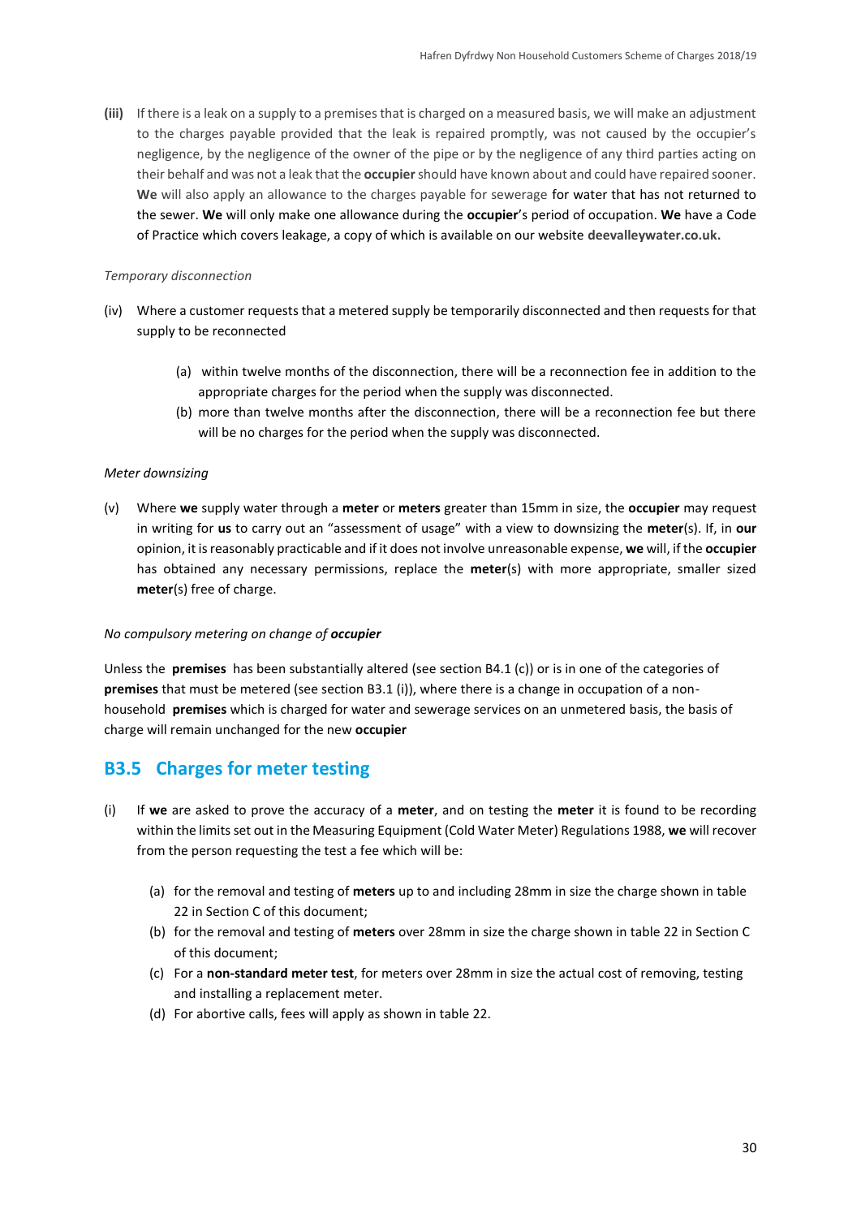**(iii)** If there is a leak on a supply to a premises that is charged on a measured basis, we will make an adjustment to the charges payable provided that the leak is repaired promptly, was not caused by the occupier's negligence, by the negligence of the owner of the pipe or by the negligence of any third parties acting on their behalf and was not a leak that the **occupier** should have known about and could have repaired sooner. **We** will also apply an allowance to the charges payable for sewerage for water that has not returned to the sewer. **We** will only make one allowance during the **occupier**'s period of occupation. **We** have a Code of Practice which covers leakage, a copy of which is available on our website **deevalleywater.co.uk.**

*Temporary disconnection*

(iv) Where a customer requests that a metered supply be temporarily disconnected and then requests for that supply to be reconnected

  (a) within twelve months of the disconnection, there will be a reconnection fee in addition to the appropriate charges for the period when the supply was disconnected.
  (b) more than twelve months after the disconnection, there will be a reconnection fee but there will be no charges for the period when the supply was disconnected.

*Meter downsizing*

(v) Where **we** supply water through a **meter** or **meters** greater than 15mm in size, the **occupier** may request in writing for **us** to carry out an "assessment of usage" with a view to downsizing the **meter**(s). If, in **our** opinion, it is reasonably practicable and if it does not involve unreasonable expense, **we** will, if the **occupier** has obtained any necessary permissions, replace the **meter**(s) with more appropriate, smaller sized **meter**(s) free of charge.

*No compulsory metering on change of **occupier***

Unless the **premises** has been substantially altered (see section B4.1 (c)) or is in one of the categories of **premises** that must be metered (see section B3.1 (i)), where there is a change in occupation of a non-household **premises** which is charged for water and sewerage services on an unmetered basis, the basis of charge will remain unchanged for the new **occupier**

## B3.5 Charges for meter testing

(i) If **we** are asked to prove the accuracy of a **meter**, and on testing the **meter** it is found to be recording within the limits set out in the Measuring Equipment (Cold Water Meter) Regulations 1988, **we** will recover from the person requesting the test a fee which will be:

  (a) for the removal and testing of **meters** up to and including 28mm in size the charge shown in table 22 in Section C of this document;
  (b) for the removal and testing of **meters** over 28mm in size the charge shown in table 22 in Section C of this document;
  (c) For a **non-standard meter test**, for meters over 28mm in size the actual cost of removing, testing and installing a replacement meter.
  (d) For abortive calls, fees will apply as shown in table 22.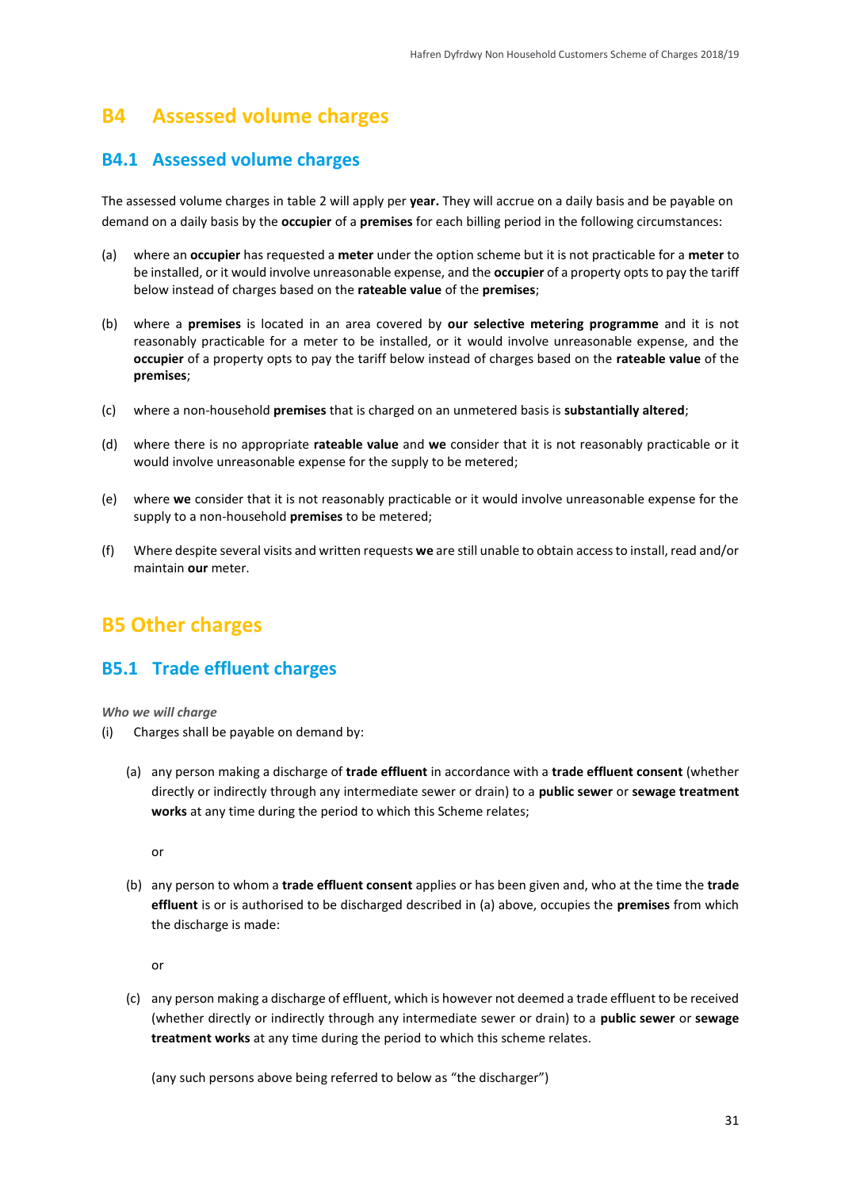# B4 Assessed volume charges

## B4.1 Assessed volume charges

The assessed volume charges in table 2 will apply per **year.** They will accrue on a daily basis and be payable on demand on a daily basis by the **occupier** of a **premises** for each billing period in the following circumstances:

(a) where an **occupier** has requested a **meter** under the option scheme but it is not practicable for a **meter** to be installed, or it would involve unreasonable expense, and the **occupier** of a property opts to pay the tariff below instead of charges based on the **rateable value** of the **premises**;

(b) where a **premises** is located in an area covered by **our selective metering programme** and it is not reasonably practicable for a meter to be installed, or it would involve unreasonable expense, and the **occupier** of a property opts to pay the tariff below instead of charges based on the **rateable value** of the **premises**;

(c) where a non-household **premises** that is charged on an unmetered basis is **substantially altered**;

(d) where there is no appropriate **rateable value** and **we** consider that it is not reasonably practicable or it would involve unreasonable expense for the supply to be metered;

(e) where **we** consider that it is not reasonably practicable or it would involve unreasonable expense for the supply to a non-household **premises** to be metered;

(f) Where despite several visits and written requests **we** are still unable to obtain access to install, read and/or maintain **our** meter.

# B5 Other charges

## B5.1 Trade effluent charges

*Who we will charge*

(i) Charges shall be payable on demand by:

(a) any person making a discharge of **trade effluent** in accordance with a **trade effluent consent** (whether directly or indirectly through any intermediate sewer or drain) to a **public sewer** or **sewage treatment works** at any time during the period to which this Scheme relates;

or

(b) any person to whom a **trade effluent consent** applies or has been given and, who at the time the **trade effluent** is or is authorised to be discharged described in (a) above, occupies the **premises** from which the discharge is made:

or

(c) any person making a discharge of effluent, which is however not deemed a trade effluent to be received (whether directly or indirectly through any intermediate sewer or drain) to a **public sewer** or **sewage treatment works** at any time during the period to which this scheme relates.

(any such persons above being referred to below as "the discharger")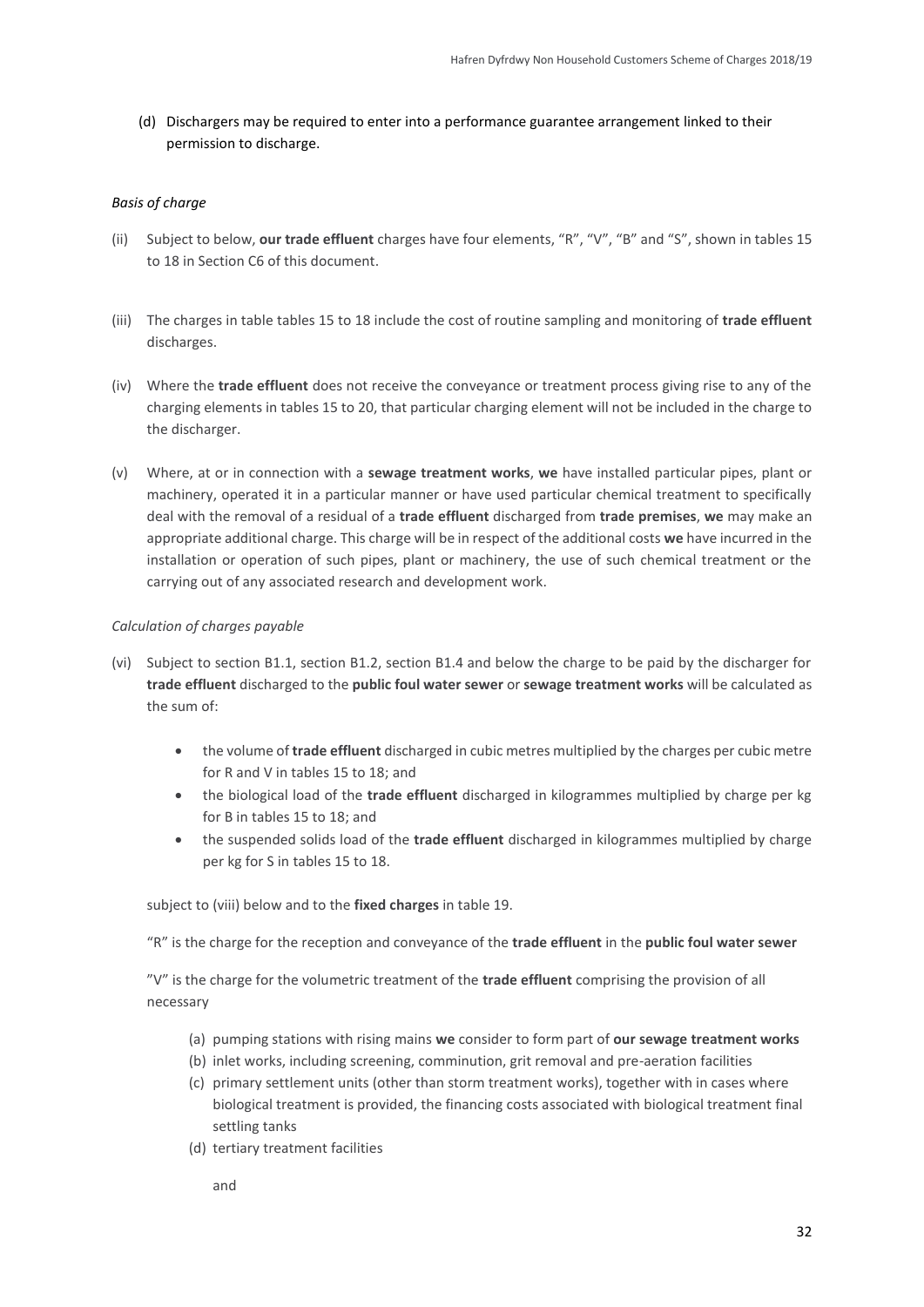(d) Dischargers may be required to enter into a performance guarantee arrangement linked to their permission to discharge.

*Basis of charge*

(ii) Subject to below, **our trade effluent** charges have four elements, "R", "V", "B" and "S", shown in tables 15 to 18 in Section C6 of this document.

(iii) The charges in table tables 15 to 18 include the cost of routine sampling and monitoring of **trade effluent** discharges.

(iv) Where the **trade effluent** does not receive the conveyance or treatment process giving rise to any of the charging elements in tables 15 to 20, that particular charging element will not be included in the charge to the discharger.

(v) Where, at or in connection with a **sewage treatment works**, **we** have installed particular pipes, plant or machinery, operated it in a particular manner or have used particular chemical treatment to specifically deal with the removal of a residual of a **trade effluent** discharged from **trade premises**, **we** may make an appropriate additional charge. This charge will be in respect of the additional costs **we** have incurred in the installation or operation of such pipes, plant or machinery, the use of such chemical treatment or the carrying out of any associated research and development work.

*Calculation of charges payable*

(vi) Subject to section B1.1, section B1.2, section B1.4 and below the charge to be paid by the discharger for **trade effluent** discharged to the **public foul water sewer** or **sewage treatment works** will be calculated as the sum of:

- the volume of **trade effluent** discharged in cubic metres multiplied by the charges per cubic metre for R and V in tables 15 to 18; and
- the biological load of the **trade effluent** discharged in kilogrammes multiplied by charge per kg for B in tables 15 to 18; and
- the suspended solids load of the **trade effluent** discharged in kilogrammes multiplied by charge per kg for S in tables 15 to 18.

subject to (viii) below and to the **fixed charges** in table 19.

"R" is the charge for the reception and conveyance of the **trade effluent** in the **public foul water sewer**

"V" is the charge for the volumetric treatment of the **trade effluent** comprising the provision of all necessary

(a) pumping stations with rising mains **we** consider to form part of **our sewage treatment works**
(b) inlet works, including screening, comminution, grit removal and pre-aeration facilities
(c) primary settlement units (other than storm treatment works), together with in cases where biological treatment is provided, the financing costs associated with biological treatment final settling tanks
(d) tertiary treatment facilities

and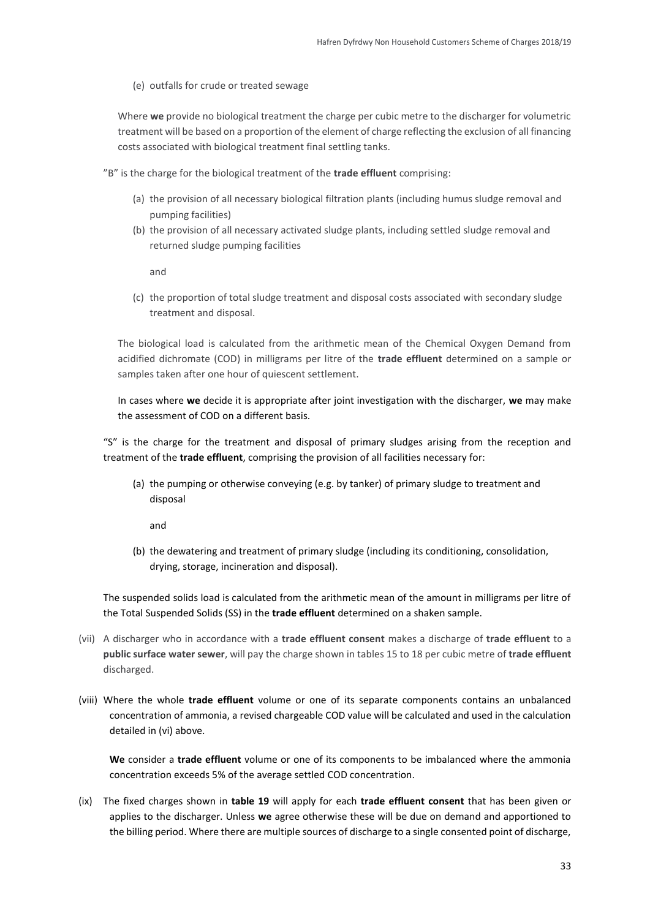(e) outfalls for crude or treated sewage

Where **we** provide no biological treatment the charge per cubic metre to the discharger for volumetric treatment will be based on a proportion of the element of charge reflecting the exclusion of all financing costs associated with biological treatment final settling tanks.

"B" is the charge for the biological treatment of the **trade effluent** comprising:

(a) the provision of all necessary biological filtration plants (including humus sludge removal and pumping facilities)

(b) the provision of all necessary activated sludge plants, including settled sludge removal and returned sludge pumping facilities

and

(c) the proportion of total sludge treatment and disposal costs associated with secondary sludge treatment and disposal.

The biological load is calculated from the arithmetic mean of the Chemical Oxygen Demand from acidified dichromate (COD) in milligrams per litre of the **trade effluent** determined on a sample or samples taken after one hour of quiescent settlement.

In cases where **we** decide it is appropriate after joint investigation with the discharger, **we** may make the assessment of COD on a different basis.

"S" is the charge for the treatment and disposal of primary sludges arising from the reception and treatment of the **trade effluent**, comprising the provision of all facilities necessary for:

(a) the pumping or otherwise conveying (e.g. by tanker) of primary sludge to treatment and disposal

and

(b) the dewatering and treatment of primary sludge (including its conditioning, consolidation, drying, storage, incineration and disposal).

The suspended solids load is calculated from the arithmetic mean of the amount in milligrams per litre of the Total Suspended Solids (SS) in the **trade effluent** determined on a shaken sample.

(vii) A discharger who in accordance with a **trade effluent consent** makes a discharge of **trade effluent** to a **public surface water sewer**, will pay the charge shown in tables 15 to 18 per cubic metre of **trade effluent** discharged.

(viii) Where the whole **trade effluent** volume or one of its separate components contains an unbalanced concentration of ammonia, a revised chargeable COD value will be calculated and used in the calculation detailed in (vi) above.

**We** consider a **trade effluent** volume or one of its components to be imbalanced where the ammonia concentration exceeds 5% of the average settled COD concentration.

(ix) The fixed charges shown in **table 19** will apply for each **trade effluent consent** that has been given or applies to the discharger. Unless **we** agree otherwise these will be due on demand and apportioned to the billing period. Where there are multiple sources of discharge to a single consented point of discharge,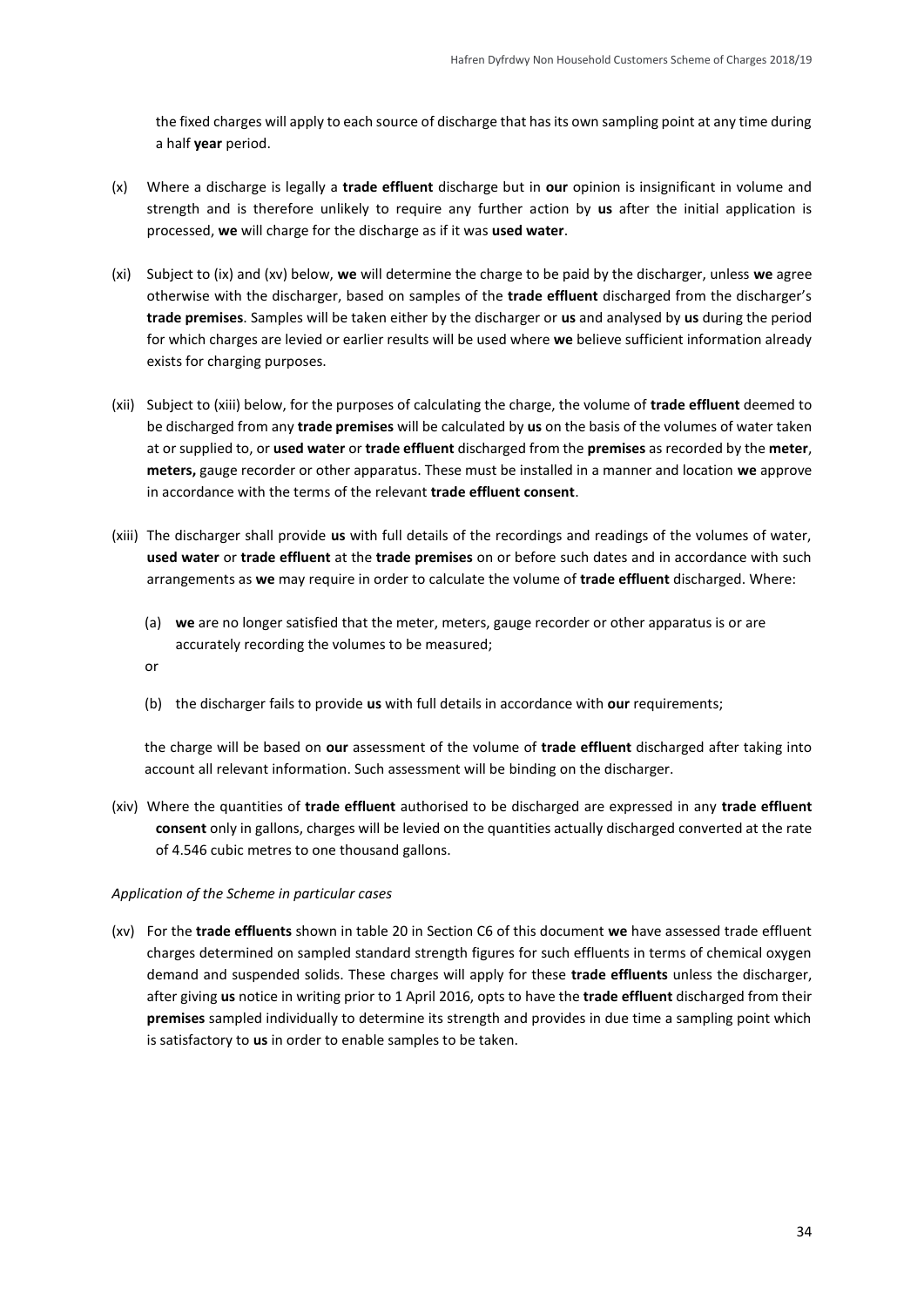the fixed charges will apply to each source of discharge that has its own sampling point at any time during a half **year** period.

(x) Where a discharge is legally a **trade effluent** discharge but in **our** opinion is insignificant in volume and strength and is therefore unlikely to require any further action by **us** after the initial application is processed, **we** will charge for the discharge as if it was **used water**.

(xi) Subject to (ix) and (xv) below, **we** will determine the charge to be paid by the discharger, unless **we** agree otherwise with the discharger, based on samples of the **trade effluent** discharged from the discharger's **trade premises**. Samples will be taken either by the discharger or **us** and analysed by **us** during the period for which charges are levied or earlier results will be used where **we** believe sufficient information already exists for charging purposes.

(xii) Subject to (xiii) below, for the purposes of calculating the charge, the volume of **trade effluent** deemed to be discharged from any **trade premises** will be calculated by **us** on the basis of the volumes of water taken at or supplied to, or **used water** or **trade effluent** discharged from the **premises** as recorded by the **meter**, **meters,** gauge recorder or other apparatus. These must be installed in a manner and location **we** approve in accordance with the terms of the relevant **trade effluent consent**.

(xiii) The discharger shall provide **us** with full details of the recordings and readings of the volumes of water, **used water** or **trade effluent** at the **trade premises** on or before such dates and in accordance with such arrangements as **we** may require in order to calculate the volume of **trade effluent** discharged. Where:

   (a) **we** are no longer satisfied that the meter, meters, gauge recorder or other apparatus is or are accurately recording the volumes to be measured;

   or

   (b) the discharger fails to provide **us** with full details in accordance with **our** requirements;

   the charge will be based on **our** assessment of the volume of **trade effluent** discharged after taking into account all relevant information. Such assessment will be binding on the discharger.

(xiv) Where the quantities of **trade effluent** authorised to be discharged are expressed in any **trade effluent consent** only in gallons, charges will be levied on the quantities actually discharged converted at the rate of 4.546 cubic metres to one thousand gallons.

*Application of the Scheme in particular cases*

(xv) For the **trade effluents** shown in table 20 in Section C6 of this document **we** have assessed trade effluent charges determined on sampled standard strength figures for such effluents in terms of chemical oxygen demand and suspended solids. These charges will apply for these **trade effluents** unless the discharger, after giving **us** notice in writing prior to 1 April 2016, opts to have the **trade effluent** discharged from their **premises** sampled individually to determine its strength and provides in due time a sampling point which is satisfactory to **us** in order to enable samples to be taken.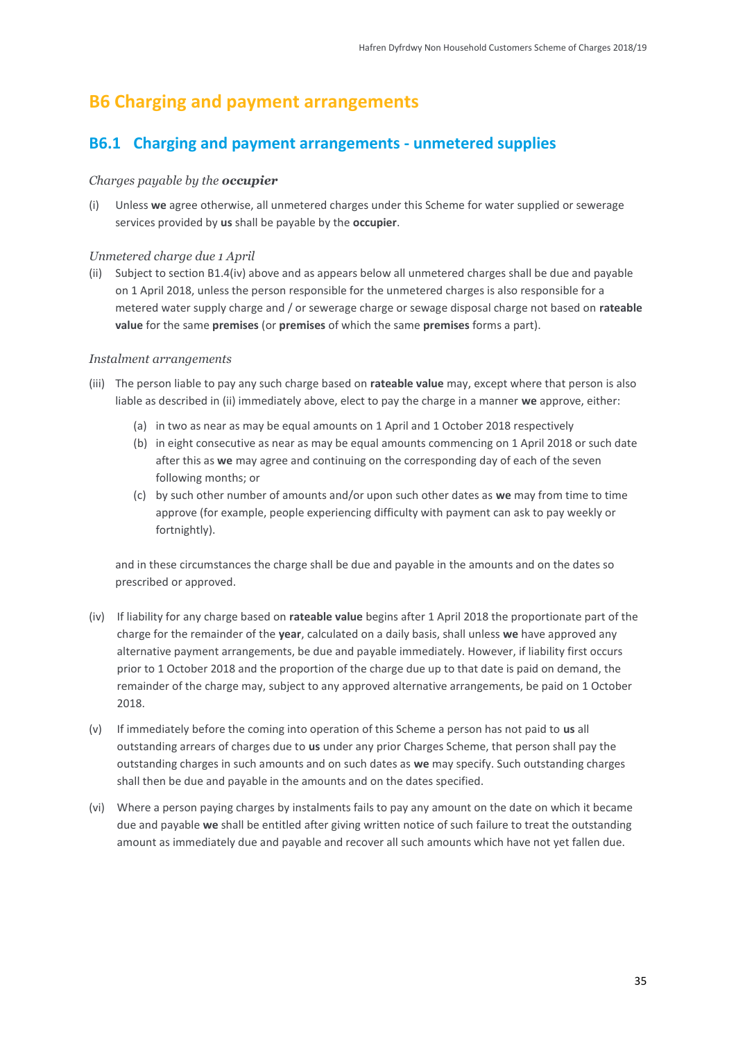# B6 Charging and payment arrangements

## B6.1 Charging and payment arrangements - unmetered supplies

*Charges payable by the **occupier***

(i) Unless **we** agree otherwise, all unmetered charges under this Scheme for water supplied or sewerage services provided by **us** shall be payable by the **occupier**.

*Unmetered charge due 1 April*

(ii) Subject to section B1.4(iv) above and as appears below all unmetered charges shall be due and payable on 1 April 2018, unless the person responsible for the unmetered charges is also responsible for a metered water supply charge and / or sewerage charge or sewage disposal charge not based on **rateable value** for the same **premises** (or **premises** of which the same **premises** forms a part).

*Instalment arrangements*

(iii) The person liable to pay any such charge based on **rateable value** may, except where that person is also liable as described in (ii) immediately above, elect to pay the charge in a manner **we** approve, either:

(a) in two as near as may be equal amounts on 1 April and 1 October 2018 respectively

(b) in eight consecutive as near as may be equal amounts commencing on 1 April 2018 or such date after this as **we** may agree and continuing on the corresponding day of each of the seven following months; or

(c) by such other number of amounts and/or upon such other dates as **we** may from time to time approve (for example, people experiencing difficulty with payment can ask to pay weekly or fortnightly).

and in these circumstances the charge shall be due and payable in the amounts and on the dates so prescribed or approved.

(iv) If liability for any charge based on **rateable value** begins after 1 April 2018 the proportionate part of the charge for the remainder of the **year**, calculated on a daily basis, shall unless **we** have approved any alternative payment arrangements, be due and payable immediately. However, if liability first occurs prior to 1 October 2018 and the proportion of the charge due up to that date is paid on demand, the remainder of the charge may, subject to any approved alternative arrangements, be paid on 1 October 2018.

(v) If immediately before the coming into operation of this Scheme a person has not paid to **us** all outstanding arrears of charges due to **us** under any prior Charges Scheme, that person shall pay the outstanding charges in such amounts and on such dates as **we** may specify. Such outstanding charges shall then be due and payable in the amounts and on the dates specified.

(vi) Where a person paying charges by instalments fails to pay any amount on the date on which it became due and payable **we** shall be entitled after giving written notice of such failure to treat the outstanding amount as immediately due and payable and recover all such amounts which have not yet fallen due.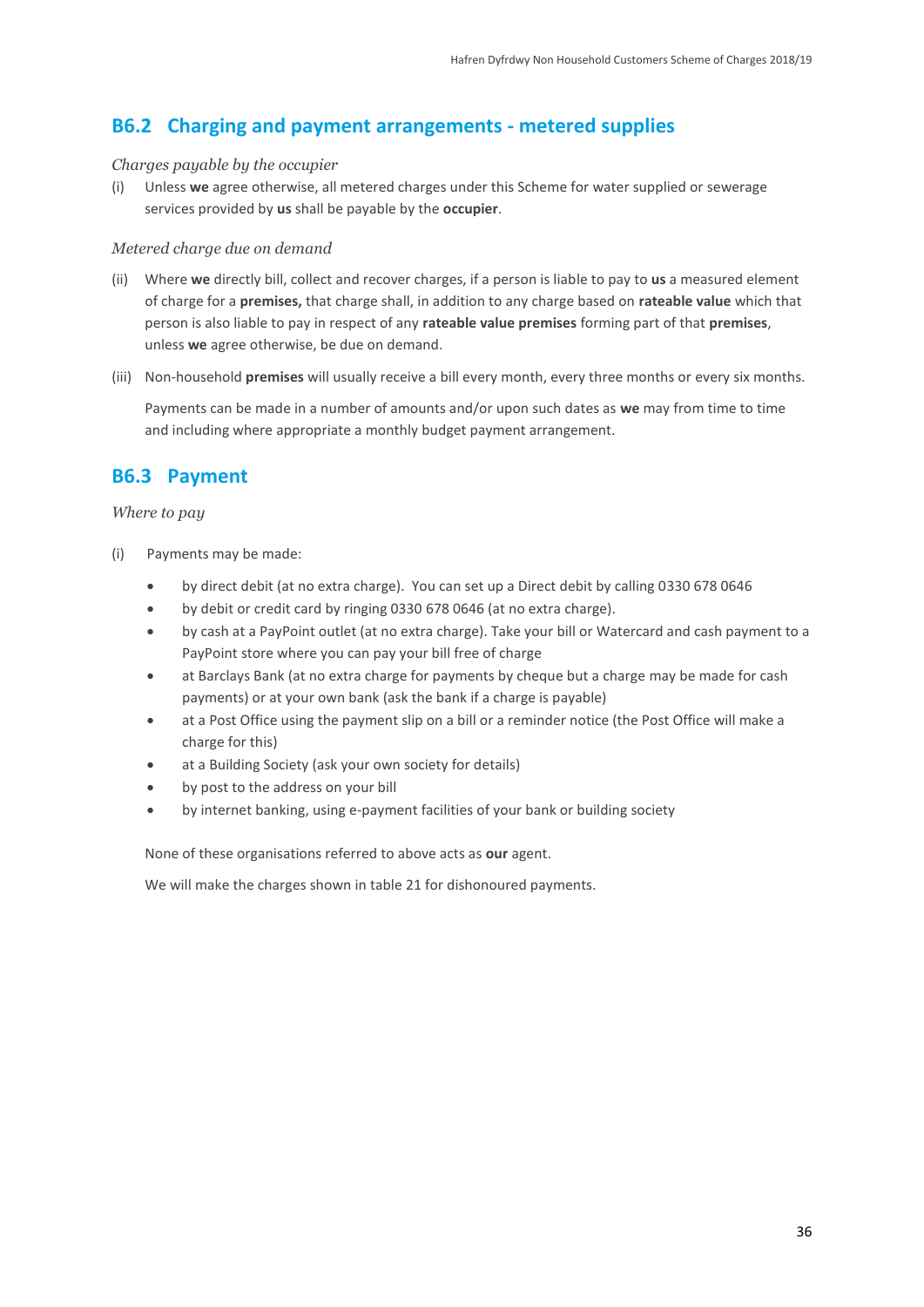## B6.2 Charging and payment arrangements - metered supplies

*Charges payable by the occupier*

(i) Unless **we** agree otherwise, all metered charges under this Scheme for water supplied or sewerage services provided by **us** shall be payable by the **occupier**.

*Metered charge due on demand*

(ii) Where **we** directly bill, collect and recover charges, if a person is liable to pay to **us** a measured element of charge for a **premises,** that charge shall, in addition to any charge based on **rateable value** which that person is also liable to pay in respect of any **rateable value premises** forming part of that **premises**, unless **we** agree otherwise, be due on demand.

(iii) Non-household **premises** will usually receive a bill every month, every three months or every six months.

Payments can be made in a number of amounts and/or upon such dates as **we** may from time to time and including where appropriate a monthly budget payment arrangement.

## B6.3 Payment

*Where to pay*

(i) Payments may be made:

- by direct debit (at no extra charge). You can set up a Direct debit by calling 0330 678 0646
- by debit or credit card by ringing 0330 678 0646 (at no extra charge).
- by cash at a PayPoint outlet (at no extra charge). Take your bill or Watercard and cash payment to a PayPoint store where you can pay your bill free of charge
- at Barclays Bank (at no extra charge for payments by cheque but a charge may be made for cash payments) or at your own bank (ask the bank if a charge is payable)
- at a Post Office using the payment slip on a bill or a reminder notice (the Post Office will make a charge for this)
- at a Building Society (ask your own society for details)
- by post to the address on your bill
- by internet banking, using e-payment facilities of your bank or building society

None of these organisations referred to above acts as **our** agent.

We will make the charges shown in table 21 for dishonoured payments.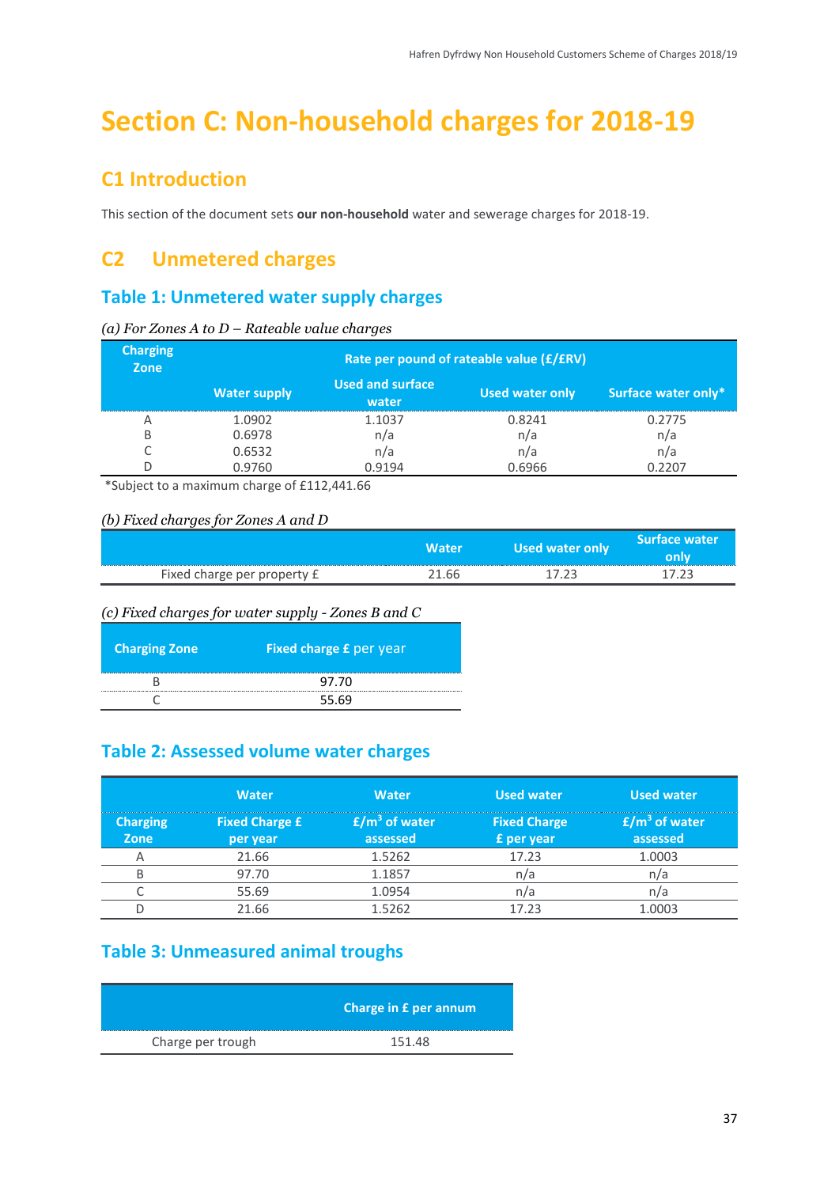# Section C: Non-household charges for 2018-19

## C1 Introduction

This section of the document sets **our non-household** water and sewerage charges for 2018-19.

## C2 Unmetered charges

### Table 1: Unmetered water supply charges

*(a) For Zones A to D – Rateable value charges*

| Charging Zone | Rate per pound of rateable value (£/£RV) | | | |
|---|---|---|---|---|
| | Water supply | Used and surface water | Used water only | Surface water only* |
| A | 1.0902 | 1.1037 | 0.8241 | 0.2775 |
| B | 0.6978 | n/a | n/a | n/a |
| C | 0.6532 | n/a | n/a | n/a |
| D | 0.9760 | 0.9194 | 0.6966 | 0.2207 |

*Subject to a maximum charge of £112,441.66

*(b) Fixed charges for Zones A and D*

| | Water | Used water only | Surface water only |
|---|---|---|---|
| Fixed charge per property £ | 21.66 | 17.23 | 17.23 |

*(c) Fixed charges for water supply - Zones B and C*

| Charging Zone | Fixed charge £ per year |
|---|---|
| B | 97.70 |
| C | 55.69 |

### Table 2: Assessed volume water charges

| | Water | Water | Used water | Used water |
|---|---|---|---|---|
| Charging Zone | Fixed Charge £ per year | £/m$^3$ of water assessed | Fixed Charge £ per year | £/m$^3$ of water assessed |
| A | 21.66 | 1.5262 | 17.23 | 1.0003 |
| B | 97.70 | 1.1857 | n/a | n/a |
| C | 55.69 | 1.0954 | n/a | n/a |
| D | 21.66 | 1.5262 | 17.23 | 1.0003 |

### Table 3: Unmeasured animal troughs

| | Charge in £ per annum |
|---|---|
| Charge per trough | 151.48 |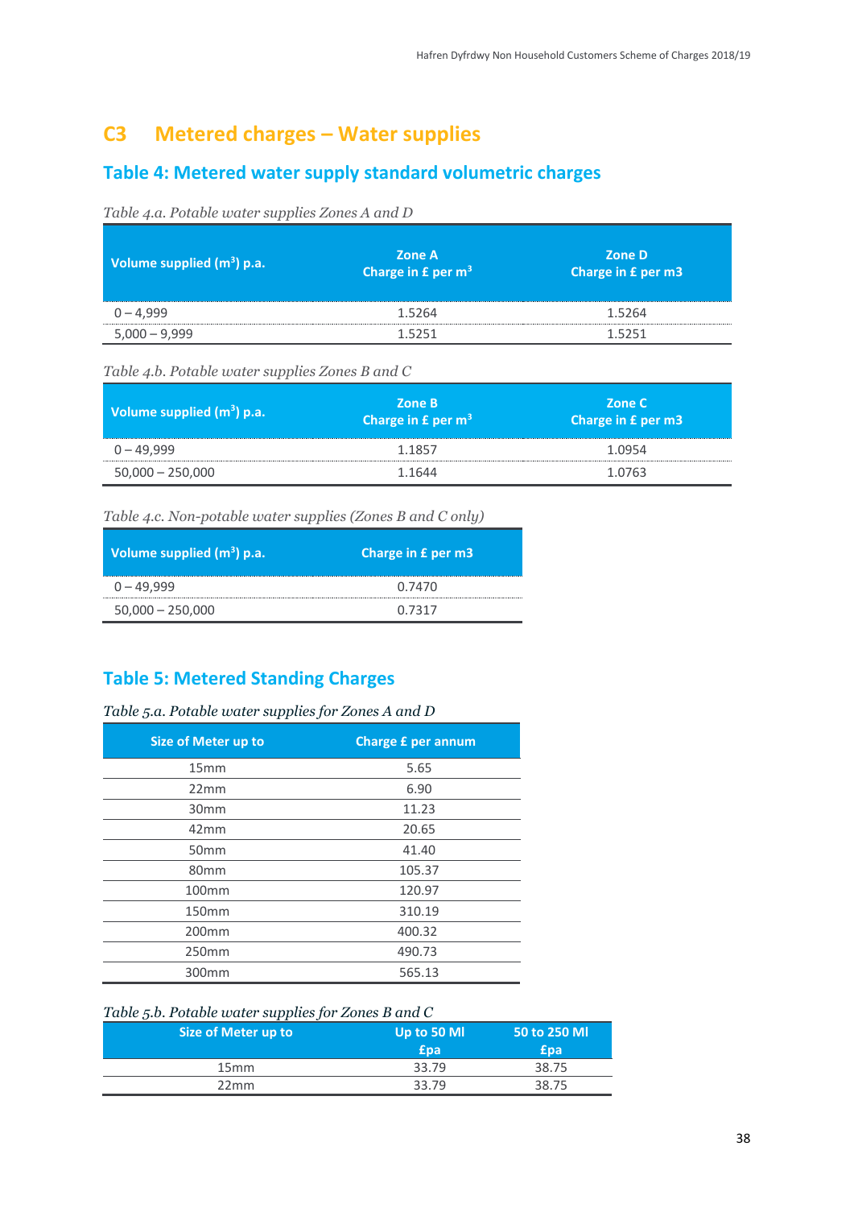## C3 Metered charges – Water supplies

### Table 4: Metered water supply standard volumetric charges

*Table 4.a. Potable water supplies Zones A and D*

| Volume supplied ($m^3$) p.a. | Zone A Charge in £ per $m^3$ | Zone D Charge in £ per m3 |
|---|---|---|
| 0 – 4,999 | 1.5264 | 1.5264 |
| 5,000 – 9,999 | 1.5251 | 1.5251 |

*Table 4.b. Potable water supplies Zones B and C*

| Volume supplied ($m^3$) p.a. | Zone B Charge in £ per $m^3$ | Zone C Charge in £ per m3 |
|---|---|---|
| 0 – 49,999 | 1.1857 | 1.0954 |
| 50,000 – 250,000 | 1.1644 | 1.0763 |

*Table 4.c. Non-potable water supplies (Zones B and C only)*

| Volume supplied ($m^3$) p.a. | Charge in £ per m3 |
|---|---|
| 0 – 49,999 | 0.7470 |
| 50,000 – 250,000 | 0.7317 |

### Table 5: Metered Standing Charges

*Table 5.a. Potable water supplies for Zones A and D*

| Size of Meter up to | Charge £ per annum |
|---|---|
| 15mm | 5.65 |
| 22mm | 6.90 |
| 30mm | 11.23 |
| 42mm | 20.65 |
| 50mm | 41.40 |
| 80mm | 105.37 |
| 100mm | 120.97 |
| 150mm | 310.19 |
| 200mm | 400.32 |
| 250mm | 490.73 |
| 300mm | 565.13 |

*Table 5.b. Potable water supplies for Zones B and C*

| Size of Meter up to | Up to 50 Ml £pa | 50 to 250 Ml £pa |
|---|---|---|
| 15mm | 33.79 | 38.75 |
| 22mm | 33.79 | 38.75 |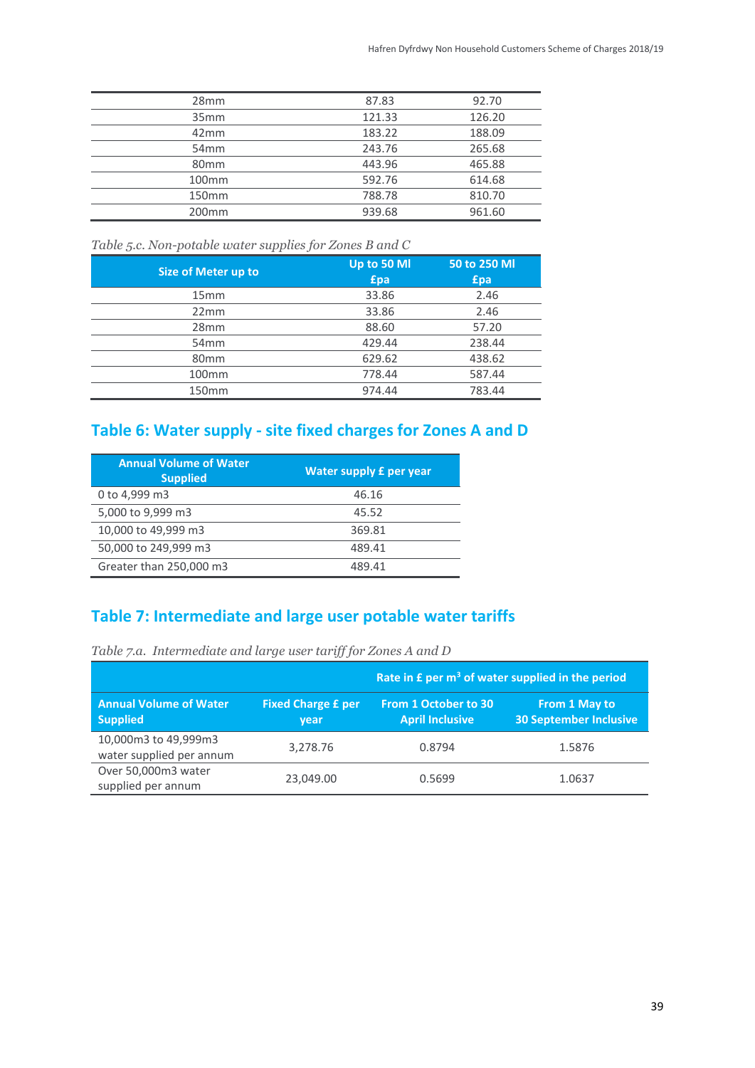| | | |
|---|---|---|
| 28mm | 87.83 | 92.70 |
| 35mm | 121.33 | 126.20 |
| 42mm | 183.22 | 188.09 |
| 54mm | 243.76 | 265.68 |
| 80mm | 443.96 | 465.88 |
| 100mm | 592.76 | 614.68 |
| 150mm | 788.78 | 810.70 |
| 200mm | 939.68 | 961.60 |

*Table 5.c. Non-potable water supplies for Zones B and C*

| Size of Meter up to | Up to 50 Ml £pa | 50 to 250 Ml £pa |
|---|---|---|
| 15mm | 33.86 | 2.46 |
| 22mm | 33.86 | 2.46 |
| 28mm | 88.60 | 57.20 |
| 54mm | 429.44 | 238.44 |
| 80mm | 629.62 | 438.62 |
| 100mm | 778.44 | 587.44 |
| 150mm | 974.44 | 783.44 |

## Table 6: Water supply - site fixed charges for Zones A and D

| Annual Volume of Water Supplied | Water supply £ per year |
|---|---|
| 0 to 4,999 m3 | 46.16 |
| 5,000 to 9,999 m3 | 45.52 |
| 10,000 to 49,999 m3 | 369.81 |
| 50,000 to 249,999 m3 | 489.41 |
| Greater than 250,000 m3 | 489.41 |

## Table 7: Intermediate and large user potable water tariffs

*Table 7.a. Intermediate and large user tariff for Zones A and D*

| | | Rate in £ per $m^3$ of water supplied in the period | |
|---|---|---|---|
| Annual Volume of Water Supplied | Fixed Charge £ per year | From 1 October to 30 April Inclusive | From 1 May to 30 September Inclusive |
| 10,000m3 to 49,999m3 water supplied per annum | 3,278.76 | 0.8794 | 1.5876 |
| Over 50,000m3 water supplied per annum | 23,049.00 | 0.5699 | 1.0637 |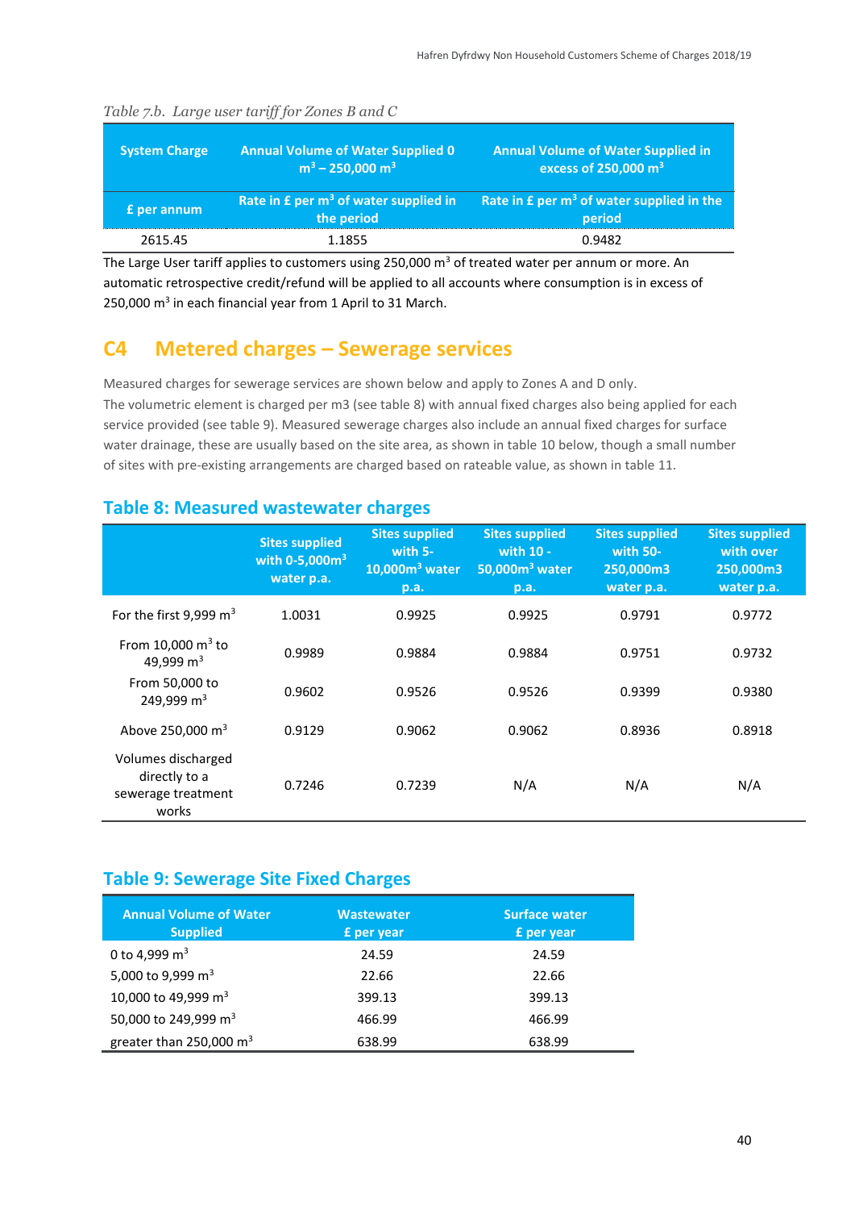*Table 7.b. Large user tariff for Zones B and C*

| System Charge | Annual Volume of Water Supplied 0 $m^3$ – 250,000 $m^3$ | Annual Volume of Water Supplied in excess of 250,000 $m^3$ |
|---|---|---|
| £ per annum | Rate in £ per $m^3$ of water supplied in the period | Rate in £ per $m^3$ of water supplied in the period |
| 2615.45 | 1.1855 | 0.9482 |

The Large User tariff applies to customers using 250,000 $m^3$ of treated water per annum or more. An automatic retrospective credit/refund will be applied to all accounts where consumption is in excess of 250,000 $m^3$ in each financial year from 1 April to 31 March.

## C4 Metered charges – Sewerage services

Measured charges for sewerage services are shown below and apply to Zones A and D only.
The volumetric element is charged per m3 (see table 8) with annual fixed charges also being applied for each service provided (see table 9). Measured sewerage charges also include an annual fixed charges for surface water drainage, these are usually based on the site area, as shown in table 10 below, though a small number of sites with pre-existing arrangements are charged based on rateable value, as shown in table 11.

### Table 8: Measured wastewater charges

| | Sites supplied with 0-5,000$m^3$ water p.a. | Sites supplied with 5-10,000$m^3$ water p.a. | Sites supplied with 10 - 50,000$m^3$ water p.a. | Sites supplied with 50-250,000m3 water p.a. | Sites supplied with over 250,000m3 water p.a. |
|---|---|---|---|---|---|
| For the first 9,999 $m^3$ | 1.0031 | 0.9925 | 0.9925 | 0.9791 | 0.9772 |
| From 10,000 $m^3$ to 49,999 $m^3$ | 0.9989 | 0.9884 | 0.9884 | 0.9751 | 0.9732 |
| From 50,000 to 249,999 $m^3$ | 0.9602 | 0.9526 | 0.9526 | 0.9399 | 0.9380 |
| Above 250,000 $m^3$ | 0.9129 | 0.9062 | 0.9062 | 0.8936 | 0.8918 |
| Volumes discharged directly to a sewerage treatment works | 0.7246 | 0.7239 | N/A | N/A | N/A |

### Table 9: Sewerage Site Fixed Charges

| Annual Volume of Water Supplied | Wastewater £ per year | Surface water £ per year |
|---|---|---|
| 0 to 4,999 $m^3$ | 24.59 | 24.59 |
| 5,000 to 9,999 $m^3$ | 22.66 | 22.66 |
| 10,000 to 49,999 $m^3$ | 399.13 | 399.13 |
| 50,000 to 249,999 $m^3$ | 466.99 | 466.99 |
| greater than 250,000 $m^3$ | 638.99 | 638.99 |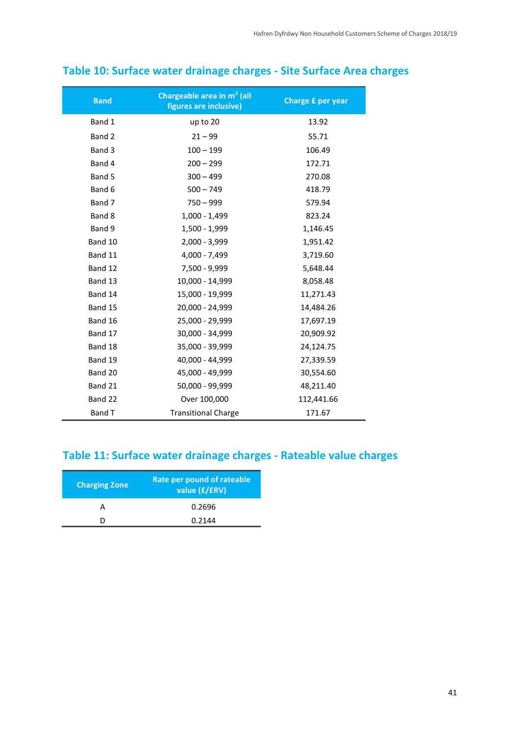## Table 10: Surface water drainage charges - Site Surface Area charges

| Band | Chargeable area in m$^2$ (all figures are inclusive) | Charge £ per year |
|---|---|---|
| Band 1 | up to 20 | 13.92 |
| Band 2 | 21 – 99 | 55.71 |
| Band 3 | 100 – 199 | 106.49 |
| Band 4 | 200 – 299 | 172.71 |
| Band 5 | 300 – 499 | 270.08 |
| Band 6 | 500 – 749 | 418.79 |
| Band 7 | 750 – 999 | 579.94 |
| Band 8 | 1,000 - 1,499 | 823.24 |
| Band 9 | 1,500 - 1,999 | 1,146.45 |
| Band 10 | 2,000 - 3,999 | 1,951.42 |
| Band 11 | 4,000 - 7,499 | 3,719.60 |
| Band 12 | 7,500 - 9,999 | 5,648.44 |
| Band 13 | 10,000 - 14,999 | 8,058.48 |
| Band 14 | 15,000 - 19,999 | 11,271.43 |
| Band 15 | 20,000 - 24,999 | 14,484.26 |
| Band 16 | 25,000 - 29,999 | 17,697.19 |
| Band 17 | 30,000 - 34,999 | 20,909.92 |
| Band 18 | 35,000 - 39,999 | 24,124.75 |
| Band 19 | 40,000 - 44,999 | 27,339.59 |
| Band 20 | 45,000 - 49,999 | 30,554.60 |
| Band 21 | 50,000 - 99,999 | 48,211.40 |
| Band 22 | Over 100,000 | 112,441.66 |
| Band T | Transitional Charge | 171.67 |

## Table 11: Surface water drainage charges - Rateable value charges

| Charging Zone | Rate per pound of rateable value (£/£RV) |
|---|---|
| A | 0.2696 |
| D | 0.2144 |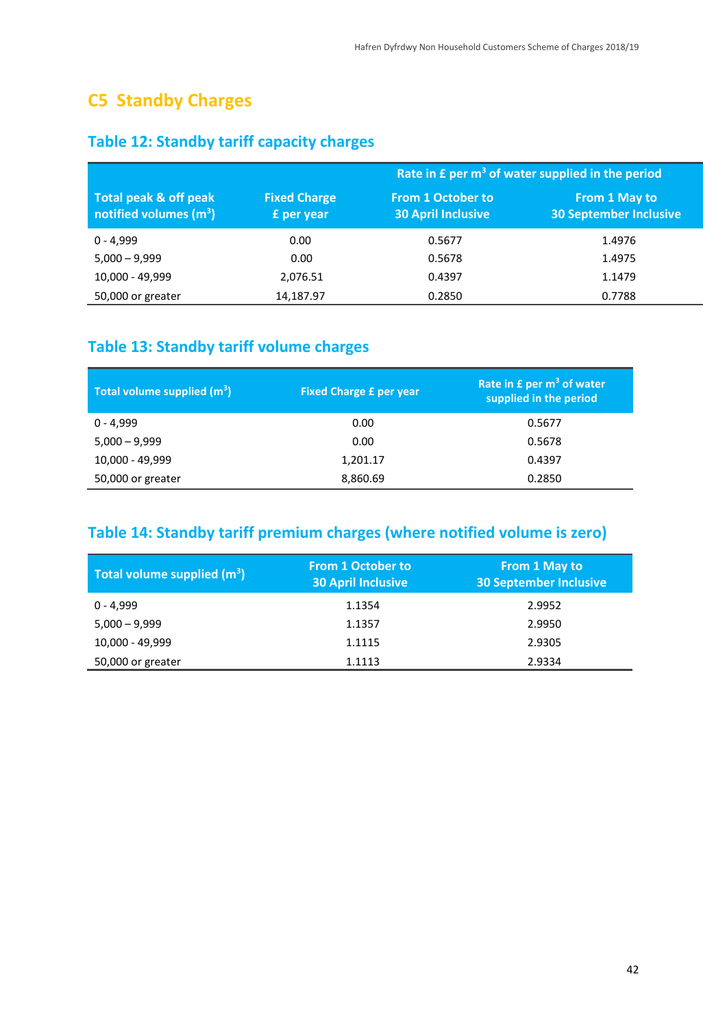## C5 Standby Charges

### Table 12: Standby tariff capacity charges

| Total peak & off peak notified volumes ($m^3$) | Fixed Charge £ per year | Rate in £ per $m^3$ of water supplied in the period | |
|---|---|---|---|
| | | From 1 October to 30 April Inclusive | From 1 May to 30 September Inclusive |
| 0 - 4,999 | 0.00 | 0.5677 | 1.4976 |
| 5,000 – 9,999 | 0.00 | 0.5678 | 1.4975 |
| 10,000 - 49,999 | 2,076.51 | 0.4397 | 1.1479 |
| 50,000 or greater | 14,187.97 | 0.2850 | 0.7788 |

### Table 13: Standby tariff volume charges

| Total volume supplied ($m^3$) | Fixed Charge £ per year | Rate in £ per $m^3$ of water supplied in the period |
|---|---|---|
| 0 - 4,999 | 0.00 | 0.5677 |
| 5,000 – 9,999 | 0.00 | 0.5678 |
| 10,000 - 49,999 | 1,201.17 | 0.4397 |
| 50,000 or greater | 8,860.69 | 0.2850 |

### Table 14: Standby tariff premium charges (where notified volume is zero)

| Total volume supplied ($m^3$) | From 1 October to 30 April Inclusive | From 1 May to 30 September Inclusive |
|---|---|---|
| 0 - 4,999 | 1.1354 | 2.9952 |
| 5,000 – 9,999 | 1.1357 | 2.9950 |
| 10,000 - 49,999 | 1.1115 | 2.9305 |
| 50,000 or greater | 1.1113 | 2.9334 |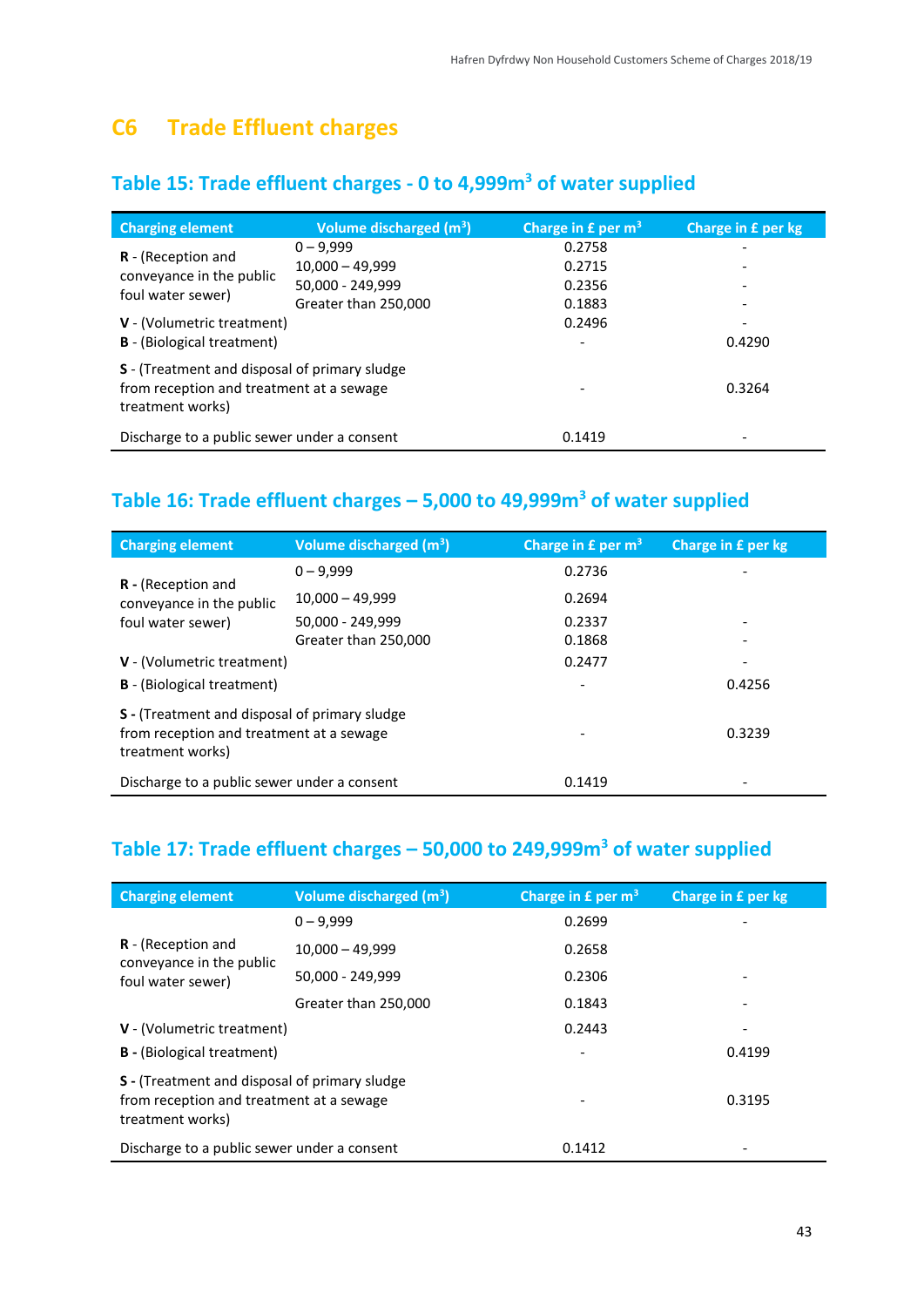## C6 Trade Effluent charges

### Table 15: Trade effluent charges - 0 to 4,999m$^3$ of water supplied

| Charging element | Volume discharged (m$^3$) | Charge in £ per m$^3$ | Charge in £ per kg |
|---|---|---|---|
| **R** - (Reception and conveyance in the public foul water sewer) | 0 – 9,999 | 0.2758 | - |
| | 10,000 – 49,999 | 0.2715 | - |
| | 50,000 - 249,999 | 0.2356 | - |
| | Greater than 250,000 | 0.1883 | - |
| **V** - (Volumetric treatment) | | 0.2496 | - |
| **B** - (Biological treatment) | | - | 0.4290 |
| **S** - (Treatment and disposal of primary sludge from reception and treatment at a sewage treatment works) | | - | 0.3264 |
| Discharge to a public sewer under a consent | | 0.1419 | - |

### Table 16: Trade effluent charges – 5,000 to 49,999m$^3$ of water supplied

| Charging element | Volume discharged (m$^3$) | Charge in £ per m$^3$ | Charge in £ per kg |
|---|---|---|---|
| **R -** (Reception and conveyance in the public foul water sewer) | 0 – 9,999 | 0.2736 | - |
| | 10,000 – 49,999 | 0.2694 | |
| | 50,000 - 249,999 | 0.2337 | - |
| | Greater than 250,000 | 0.1868 | - |
| **V** - (Volumetric treatment) | | 0.2477 | - |
| **B** - (Biological treatment) | | - | 0.4256 |
| **S -** (Treatment and disposal of primary sludge from reception and treatment at a sewage treatment works) | | - | 0.3239 |
| Discharge to a public sewer under a consent | | 0.1419 | - |

### Table 17: Trade effluent charges – 50,000 to 249,999m$^3$ of water supplied

| Charging element | Volume discharged (m$^3$) | Charge in £ per m$^3$ | Charge in £ per kg |
|---|---|---|---|
| **R -** (Reception and conveyance in the public foul water sewer) | 0 – 9,999 | 0.2699 | - |
| | 10,000 – 49,999 | 0.2658 | |
| | 50,000 - 249,999 | 0.2306 | - |
| | Greater than 250,000 | 0.1843 | - |
| **V** - (Volumetric treatment) | | 0.2443 | - |
| **B -** (Biological treatment) | | - | 0.4199 |
| **S -** (Treatment and disposal of primary sludge from reception and treatment at a sewage treatment works) | | - | 0.3195 |
| Discharge to a public sewer under a consent | | 0.1412 | - |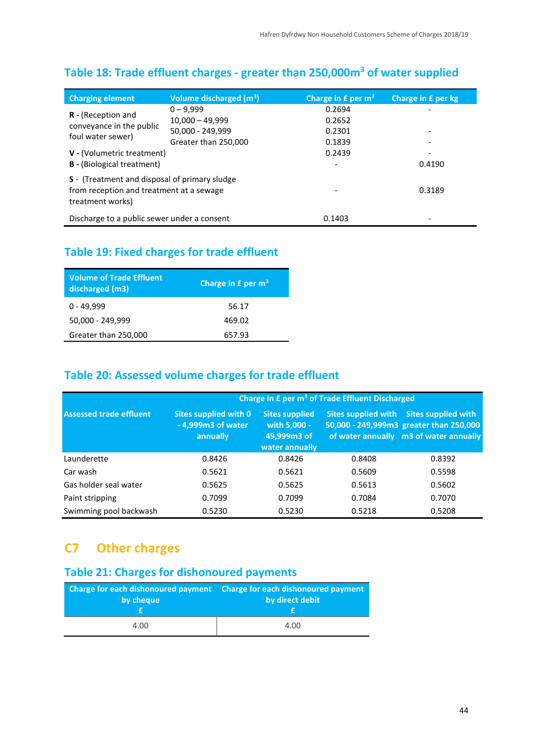## Table 18: Trade effluent charges - greater than 250,000m$^3$ of water supplied

| Charging element | Volume discharged (m$^3$) | Charge in £ per m$^3$ | Charge in £ per kg |
|---|---|---|---|
| **R -** (Reception and conveyance in the public foul water sewer) | 0 – 9,999 | 0.2694 | - |
| | 10,000 – 49,999 | 0.2652 | |
| | 50,000 - 249,999 | 0.2301 | - |
| | Greater than 250,000 | 0.1839 | - |
| **V -** (Volumetric treatment) | | 0.2439 | - |
| **B -** (Biological treatment) | | - | 0.4190 |
| **S -** (Treatment and disposal of primary sludge from reception and treatment at a sewage treatment works) | | - | 0.3189 |
| Discharge to a public sewer under a consent | | 0.1403 | - |

## Table 19: Fixed charges for trade effluent

| Volume of Trade Effluent discharged (m3) | Charge in £ per m$^3$ |
|---|---|
| 0 - 49,999 | 56.17 |
| 50,000 - 249,999 | 469.02 |
| Greater than 250,000 | 657.93 |

## Table 20: Assessed volume charges for trade effluent

| Assessed trade effluent | Charge in £ per m$^3$ of Trade Effluent Discharged | | | |
|---|---|---|---|---|
| | Sites supplied with 0 - 4,999m3 of water annually | Sites supplied with 5,000 - 49,999m3 of water annually | Sites supplied with 50,000 - 249,999m3 of water annually | Sites supplied with greater than 250,000 m3 of water annually |
| Launderette | 0.8426 | 0.8426 | 0.8408 | 0.8392 |
| Car wash | 0.5621 | 0.5621 | 0.5609 | 0.5598 |
| Gas holder seal water | 0.5625 | 0.5625 | 0.5613 | 0.5602 |
| Paint stripping | 0.7099 | 0.7099 | 0.7084 | 0.7070 |
| Swimming pool backwash | 0.5230 | 0.5230 | 0.5218 | 0.5208 |

# C7 Other charges

## Table 21: Charges for dishonoured payments

| Charge for each dishonoured payment by cheque £ | Charge for each dishonoured payment by direct debit £ |
|---|---|
| 4.00 | 4.00 |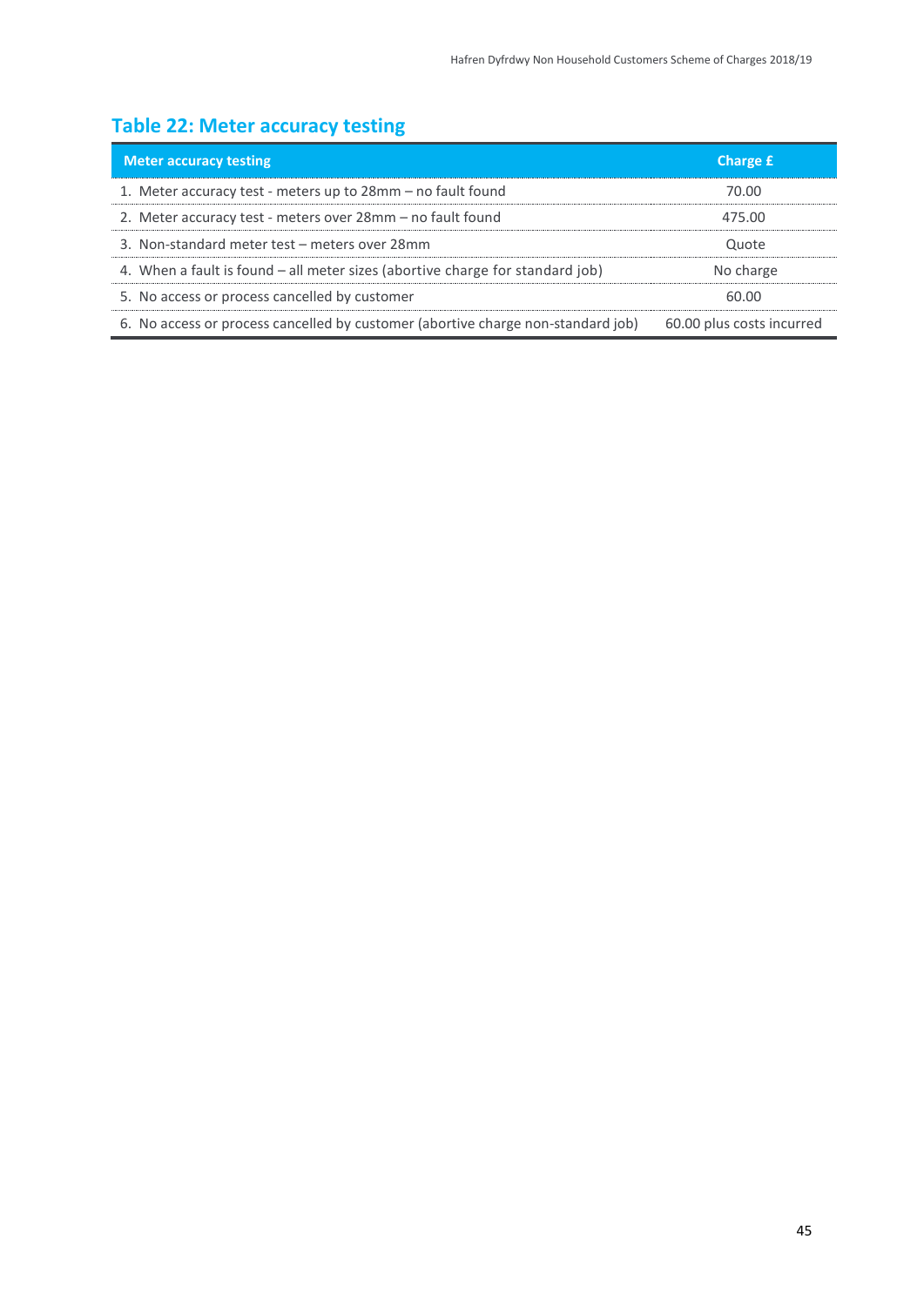## Table 22: Meter accuracy testing

| Meter accuracy testing | Charge £ |
|---|---|
| 1. Meter accuracy test - meters up to 28mm – no fault found | 70.00 |
| 2. Meter accuracy test - meters over 28mm – no fault found | 475.00 |
| 3. Non-standard meter test – meters over 28mm | Quote |
| 4. When a fault is found – all meter sizes (abortive charge for standard job) | No charge |
| 5. No access or process cancelled by customer | 60.00 |
| 6. No access or process cancelled by customer (abortive charge non-standard job) | 60.00 plus costs incurred |